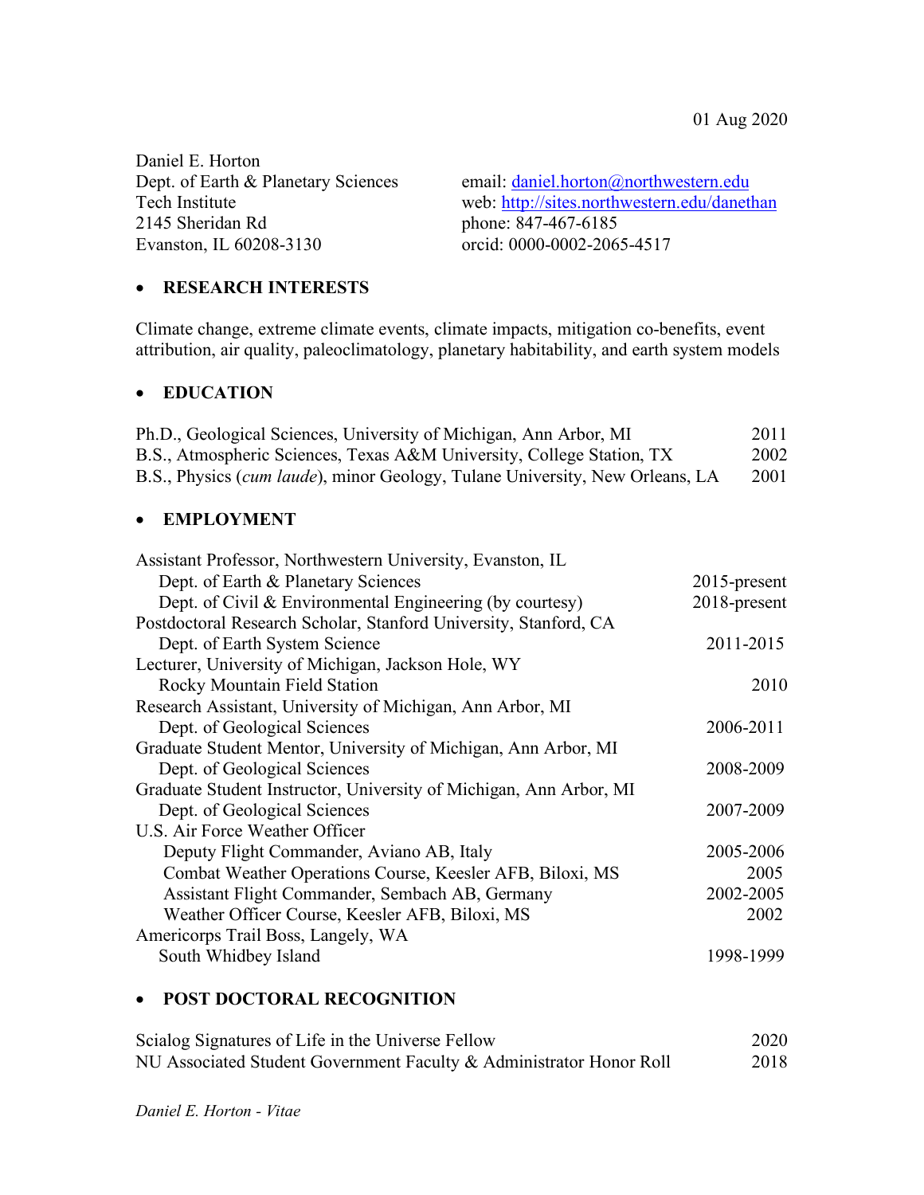01 Aug 2020

Daniel E. Horton
Dept. of Earth & Planetary Sciences
Tech Institute
2145 Sheridan Rd
Evanston, IL 60208-3130

email: daniel.horton@northwestern.edu
web: http://sites.northwestern.edu/danethan
phone: 847-467-6185
orcid: 0000-0002-2065-4517

## RESEARCH INTERESTS

Climate change, extreme climate events, climate impacts, mitigation co-benefits, event attribution, air quality, paleoclimatology, planetary habitability, and earth system models

## EDUCATION

| | |
|---|---|
| Ph.D., Geological Sciences, University of Michigan, Ann Arbor, MI | 2011 |
| B.S., Atmospheric Sciences, Texas A&M University, College Station, TX | 2002 |
| B.S., Physics (*cum laude*), minor Geology, Tulane University, New Orleans, LA | 2001 |

## EMPLOYMENT

| | |
|---|---|
| Assistant Professor, Northwestern University, Evanston, IL | |
| Dept. of Earth & Planetary Sciences | 2015-present |
| Dept. of Civil & Environmental Engineering (by courtesy) | 2018-present |
| Postdoctoral Research Scholar, Stanford University, Stanford, CA | |
| Dept. of Earth System Science | 2011-2015 |
| Lecturer, University of Michigan, Jackson Hole, WY | |
| Rocky Mountain Field Station | 2010 |
| Research Assistant, University of Michigan, Ann Arbor, MI | |
| Dept. of Geological Sciences | 2006-2011 |
| Graduate Student Mentor, University of Michigan, Ann Arbor, MI | |
| Dept. of Geological Sciences | 2008-2009 |
| Graduate Student Instructor, University of Michigan, Ann Arbor, MI | |
| Dept. of Geological Sciences | 2007-2009 |
| U.S. Air Force Weather Officer | |
| Deputy Flight Commander, Aviano AB, Italy | 2005-2006 |
| Combat Weather Operations Course, Keesler AFB, Biloxi, MS | 2005 |
| Assistant Flight Commander, Sembach AB, Germany | 2002-2005 |
| Weather Officer Course, Keesler AFB, Biloxi, MS | 2002 |
| Americorps Trail Boss, Langely, WA | |
| South Whidbey Island | 1998-1999 |

## POST DOCTORAL RECOGNITION

| | |
|---|---|
| Scialog Signatures of Life in the Universe Fellow | 2020 |
| NU Associated Student Government Faculty & Administrator Honor Roll | 2018 |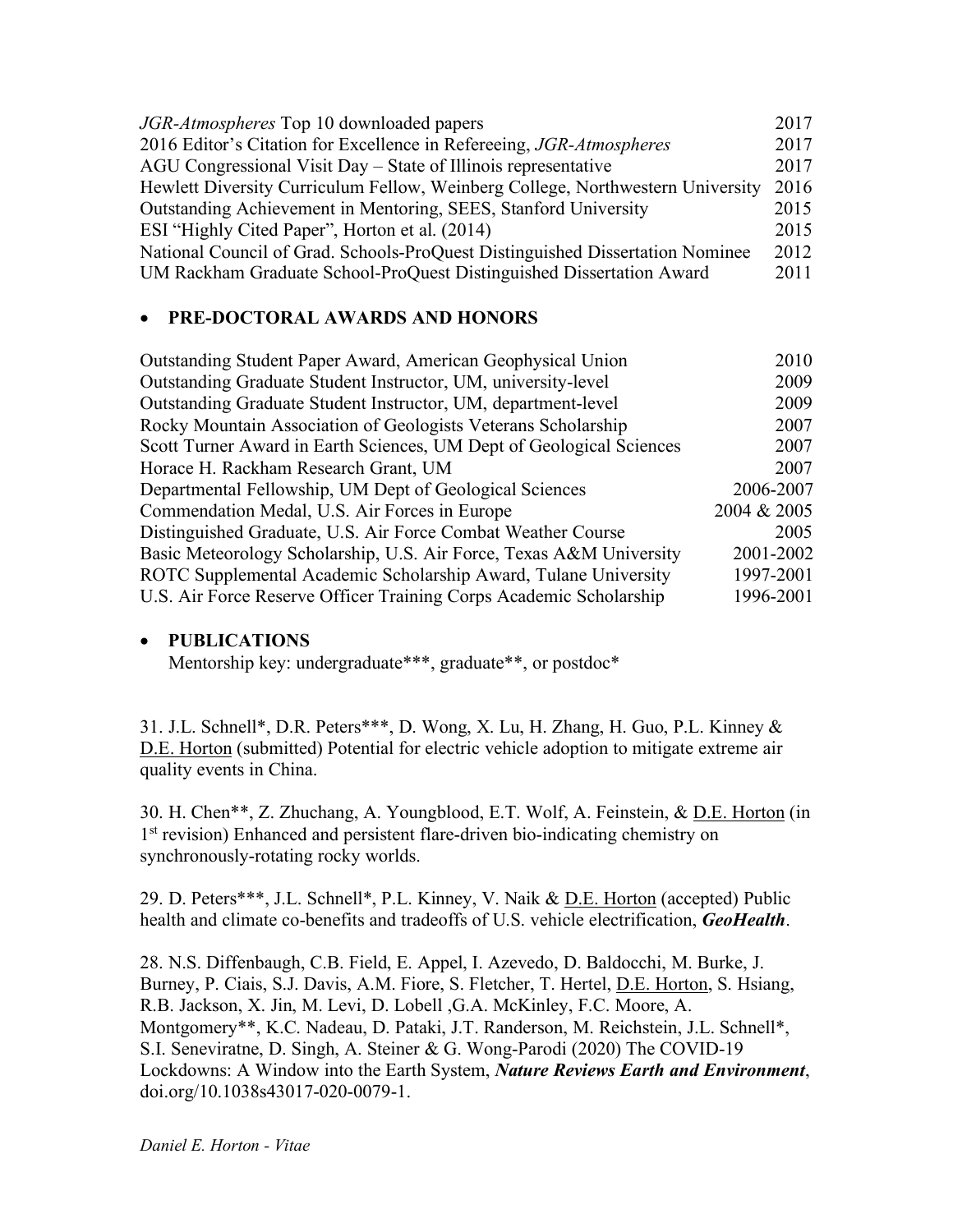| | |
|---|---|
| *JGR-Atmospheres* Top 10 downloaded papers | 2017 |
| 2016 Editor's Citation for Excellence in Refereeing, *JGR-Atmospheres* | 2017 |
| AGU Congressional Visit Day – State of Illinois representative | 2017 |
| Hewlett Diversity Curriculum Fellow, Weinberg College, Northwestern University | 2016 |
| Outstanding Achievement in Mentoring, SEES, Stanford University | 2015 |
| ESI "Highly Cited Paper", Horton et al. (2014) | 2015 |
| National Council of Grad. Schools-ProQuest Distinguished Dissertation Nominee | 2012 |
| UM Rackham Graduate School-ProQuest Distinguished Dissertation Award | 2011 |

- **PRE-DOCTORAL AWARDS AND HONORS**

| | |
|---|---|
| Outstanding Student Paper Award, American Geophysical Union | 2010 |
| Outstanding Graduate Student Instructor, UM, university-level | 2009 |
| Outstanding Graduate Student Instructor, UM, department-level | 2009 |
| Rocky Mountain Association of Geologists Veterans Scholarship | 2007 |
| Scott Turner Award in Earth Sciences, UM Dept of Geological Sciences | 2007 |
| Horace H. Rackham Research Grant, UM | 2007 |
| Departmental Fellowship, UM Dept of Geological Sciences | 2006-2007 |
| Commendation Medal, U.S. Air Forces in Europe | 2004 & 2005 |
| Distinguished Graduate, U.S. Air Force Combat Weather Course | 2005 |
| Basic Meteorology Scholarship, U.S. Air Force, Texas A&M University | 2001-2002 |
| ROTC Supplemental Academic Scholarship Award, Tulane University | 1997-2001 |
| U.S. Air Force Reserve Officer Training Corps Academic Scholarship | 1996-2001 |

- **PUBLICATIONS**
  Mentorship key: undergraduate***, graduate**, or postdoc*

31. J.L. Schnell*, D.R. Peters***, D. Wong, X. Lu, H. Zhang, H. Guo, P.L. Kinney & <u>D.E. Horton</u> (submitted) Potential for electric vehicle adoption to mitigate extreme air quality events in China.

30. H. Chen**, Z. Zhuchang, A. Youngblood, E.T. Wolf, A. Feinstein, & <u>D.E. Horton</u> (in 1st revision) Enhanced and persistent flare-driven bio-indicating chemistry on synchronously-rotating rocky worlds.

29. D. Peters***, J.L. Schnell*, P.L. Kinney, V. Naik & <u>D.E. Horton</u> (accepted) Public health and climate co-benefits and tradeoffs of U.S. vehicle electrification, ***GeoHealth***.

28. N.S. Diffenbaugh, C.B. Field, E. Appel, I. Azevedo, D. Baldocchi, M. Burke, J. Burney, P. Ciais, S.J. Davis, A.M. Fiore, S. Fletcher, T. Hertel, <u>D.E. Horton</u>, S. Hsiang, R.B. Jackson, X. Jin, M. Levi, D. Lobell ,G.A. McKinley, F.C. Moore, A. Montgomery**, K.C. Nadeau, D. Pataki, J.T. Randerson, M. Reichstein, J.L. Schnell*, S.I. Seneviratne, D. Singh, A. Steiner & G. Wong-Parodi (2020) The COVID-19 Lockdowns: A Window into the Earth System, ***Nature Reviews Earth and Environment***, doi.org/10.1038s43017-020-0079-1.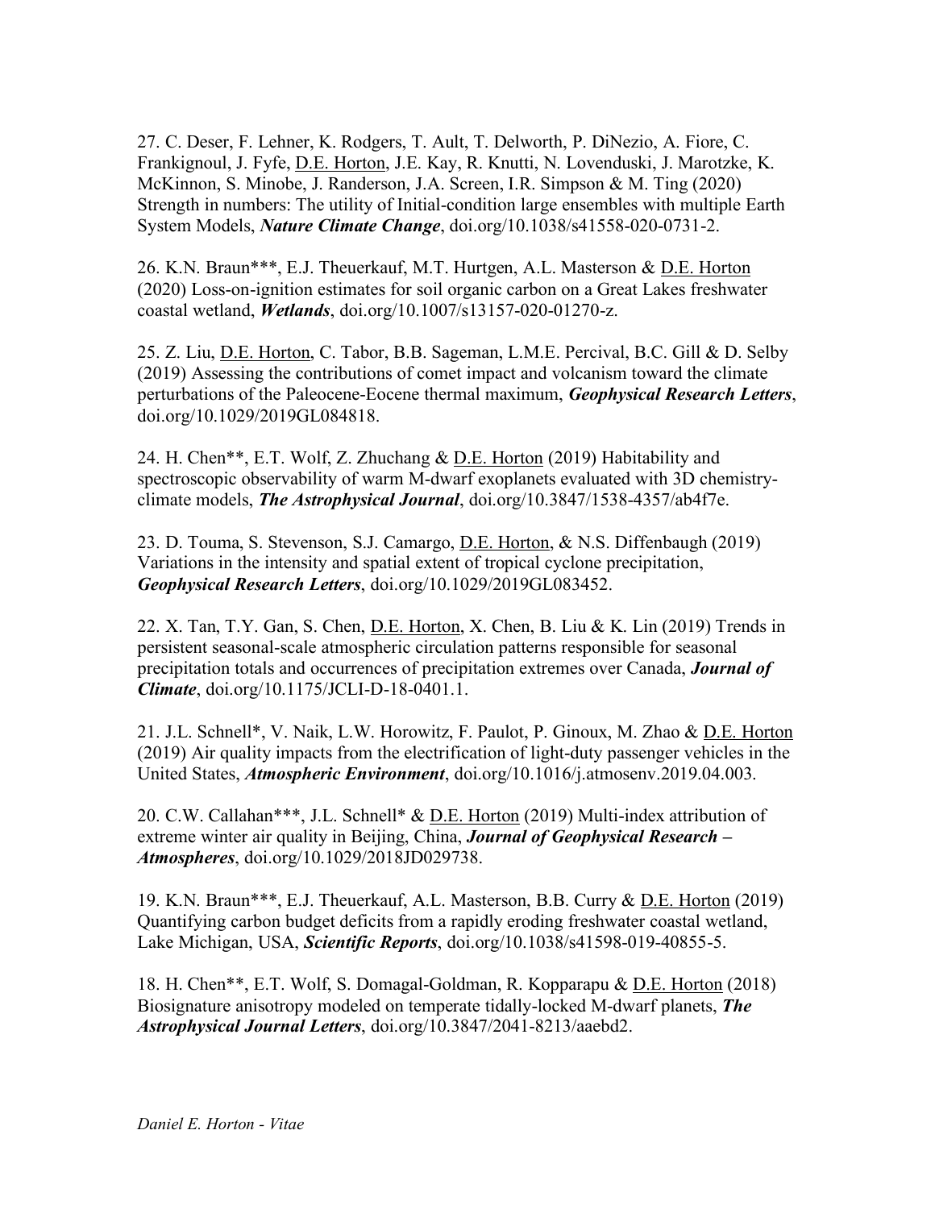27. C. Deser, F. Lehner, K. Rodgers, T. Ault, T. Delworth, P. DiNezio, A. Fiore, C. Frankignoul, J. Fyfe, D.E. Horton, J.E. Kay, R. Knutti, N. Lovenduski, J. Marotzke, K. McKinnon, S. Minobe, J. Randerson, J.A. Screen, I.R. Simpson & M. Ting (2020) Strength in numbers: The utility of Initial-condition large ensembles with multiple Earth System Models, ***Nature Climate Change***, doi.org/10.1038/s41558-020-0731-2.

26. K.N. Braun***, E.J. Theuerkauf, M.T. Hurtgen, A.L. Masterson & D.E. Horton (2020) Loss-on-ignition estimates for soil organic carbon on a Great Lakes freshwater coastal wetland, ***Wetlands***, doi.org/10.1007/s13157-020-01270-z.

25. Z. Liu, D.E. Horton, C. Tabor, B.B. Sageman, L.M.E. Percival, B.C. Gill & D. Selby (2019) Assessing the contributions of comet impact and volcanism toward the climate perturbations of the Paleocene-Eocene thermal maximum, ***Geophysical Research Letters***, doi.org/10.1029/2019GL084818.

24. H. Chen**, E.T. Wolf, Z. Zhuchang & D.E. Horton (2019) Habitability and spectroscopic observability of warm M-dwarf exoplanets evaluated with 3D chemistry-climate models, ***The Astrophysical Journal***, doi.org/10.3847/1538-4357/ab4f7e.

23. D. Touma, S. Stevenson, S.J. Camargo, D.E. Horton, & N.S. Diffenbaugh (2019) Variations in the intensity and spatial extent of tropical cyclone precipitation, ***Geophysical Research Letters***, doi.org/10.1029/2019GL083452.

22. X. Tan, T.Y. Gan, S. Chen, D.E. Horton, X. Chen, B. Liu & K. Lin (2019) Trends in persistent seasonal-scale atmospheric circulation patterns responsible for seasonal precipitation totals and occurrences of precipitation extremes over Canada, ***Journal of Climate***, doi.org/10.1175/JCLI-D-18-0401.1.

21. J.L. Schnell*, V. Naik, L.W. Horowitz, F. Paulot, P. Ginoux, M. Zhao & D.E. Horton (2019) Air quality impacts from the electrification of light-duty passenger vehicles in the United States, ***Atmospheric Environment***, doi.org/10.1016/j.atmosenv.2019.04.003.

20. C.W. Callahan***, J.L. Schnell* & D.E. Horton (2019) Multi-index attribution of extreme winter air quality in Beijing, China, ***Journal of Geophysical Research – Atmospheres***, doi.org/10.1029/2018JD029738.

19. K.N. Braun***, E.J. Theuerkauf, A.L. Masterson, B.B. Curry & D.E. Horton (2019) Quantifying carbon budget deficits from a rapidly eroding freshwater coastal wetland, Lake Michigan, USA, ***Scientific Reports***, doi.org/10.1038/s41598-019-40855-5.

18. H. Chen**, E.T. Wolf, S. Domagal-Goldman, R. Kopparapu & D.E. Horton (2018) Biosignature anisotropy modeled on temperate tidally-locked M-dwarf planets, ***The Astrophysical Journal Letters***, doi.org/10.3847/2041-8213/aaebd2.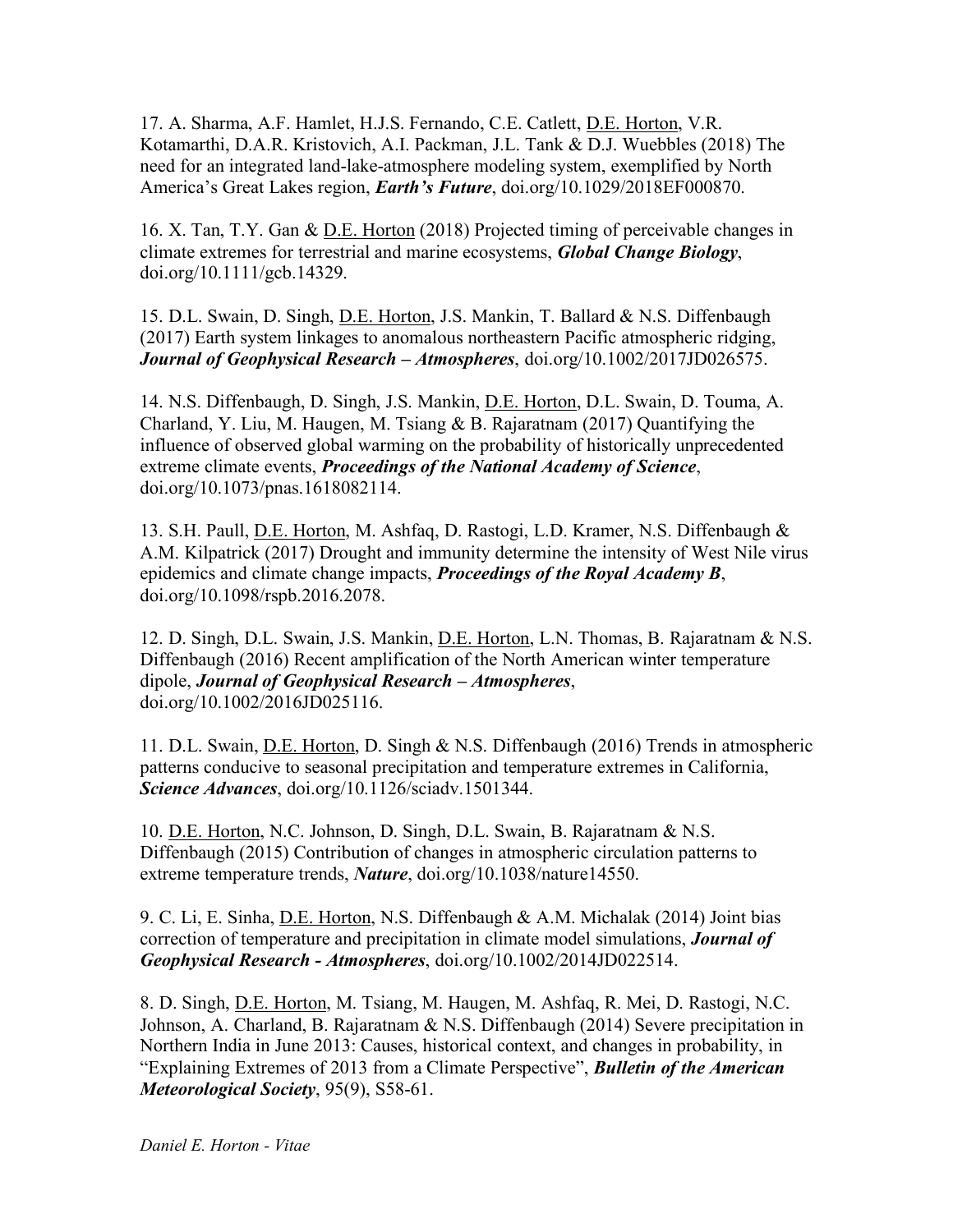17. A. Sharma, A.F. Hamlet, H.J.S. Fernando, C.E. Catlett, <u>D.E. Horton</u>, V.R. Kotamarthi, D.A.R. Kristovich, A.I. Packman, J.L. Tank & D.J. Wuebbles (2018) The need for an integrated land-lake-atmosphere modeling system, exemplified by North America's Great Lakes region, ***Earth's Future***, doi.org/10.1029/2018EF000870.

16. X. Tan, T.Y. Gan & <u>D.E. Horton</u> (2018) Projected timing of perceivable changes in climate extremes for terrestrial and marine ecosystems, ***Global Change Biology***, doi.org/10.1111/gcb.14329.

15. D.L. Swain, D. Singh, <u>D.E. Horton</u>, J.S. Mankin, T. Ballard & N.S. Diffenbaugh (2017) Earth system linkages to anomalous northeastern Pacific atmospheric ridging, ***Journal of Geophysical Research – Atmospheres***, doi.org/10.1002/2017JD026575.

14. N.S. Diffenbaugh, D. Singh, J.S. Mankin, <u>D.E. Horton</u>, D.L. Swain, D. Touma, A. Charland, Y. Liu, M. Haugen, M. Tsiang & B. Rajaratnam (2017) Quantifying the influence of observed global warming on the probability of historically unprecedented extreme climate events, ***Proceedings of the National Academy of Science***, doi.org/10.1073/pnas.1618082114.

13. S.H. Paull, <u>D.E. Horton</u>, M. Ashfaq, D. Rastogi, L.D. Kramer, N.S. Diffenbaugh & A.M. Kilpatrick (2017) Drought and immunity determine the intensity of West Nile virus epidemics and climate change impacts, ***Proceedings of the Royal Academy B***, doi.org/10.1098/rspb.2016.2078.

12. D. Singh, D.L. Swain, J.S. Mankin, <u>D.E. Horton</u>, L.N. Thomas, B. Rajaratnam & N.S. Diffenbaugh (2016) Recent amplification of the North American winter temperature dipole, ***Journal of Geophysical Research – Atmospheres***, doi.org/10.1002/2016JD025116.

11. D.L. Swain, <u>D.E. Horton</u>, D. Singh & N.S. Diffenbaugh (2016) Trends in atmospheric patterns conducive to seasonal precipitation and temperature extremes in California, ***Science Advances***, doi.org/10.1126/sciadv.1501344.

10. <u>D.E. Horton</u>, N.C. Johnson, D. Singh, D.L. Swain, B. Rajaratnam & N.S. Diffenbaugh (2015) Contribution of changes in atmospheric circulation patterns to extreme temperature trends, ***Nature***, doi.org/10.1038/nature14550.

9. C. Li, E. Sinha, <u>D.E. Horton</u>, N.S. Diffenbaugh & A.M. Michalak (2014) Joint bias correction of temperature and precipitation in climate model simulations, ***Journal of Geophysical Research - Atmospheres***, doi.org/10.1002/2014JD022514.

8. D. Singh, <u>D.E. Horton</u>, M. Tsiang, M. Haugen, M. Ashfaq, R. Mei, D. Rastogi, N.C. Johnson, A. Charland, B. Rajaratnam & N.S. Diffenbaugh (2014) Severe precipitation in Northern India in June 2013: Causes, historical context, and changes in probability, in "Explaining Extremes of 2013 from a Climate Perspective", ***Bulletin of the American Meteorological Society***, 95(9), S58-61.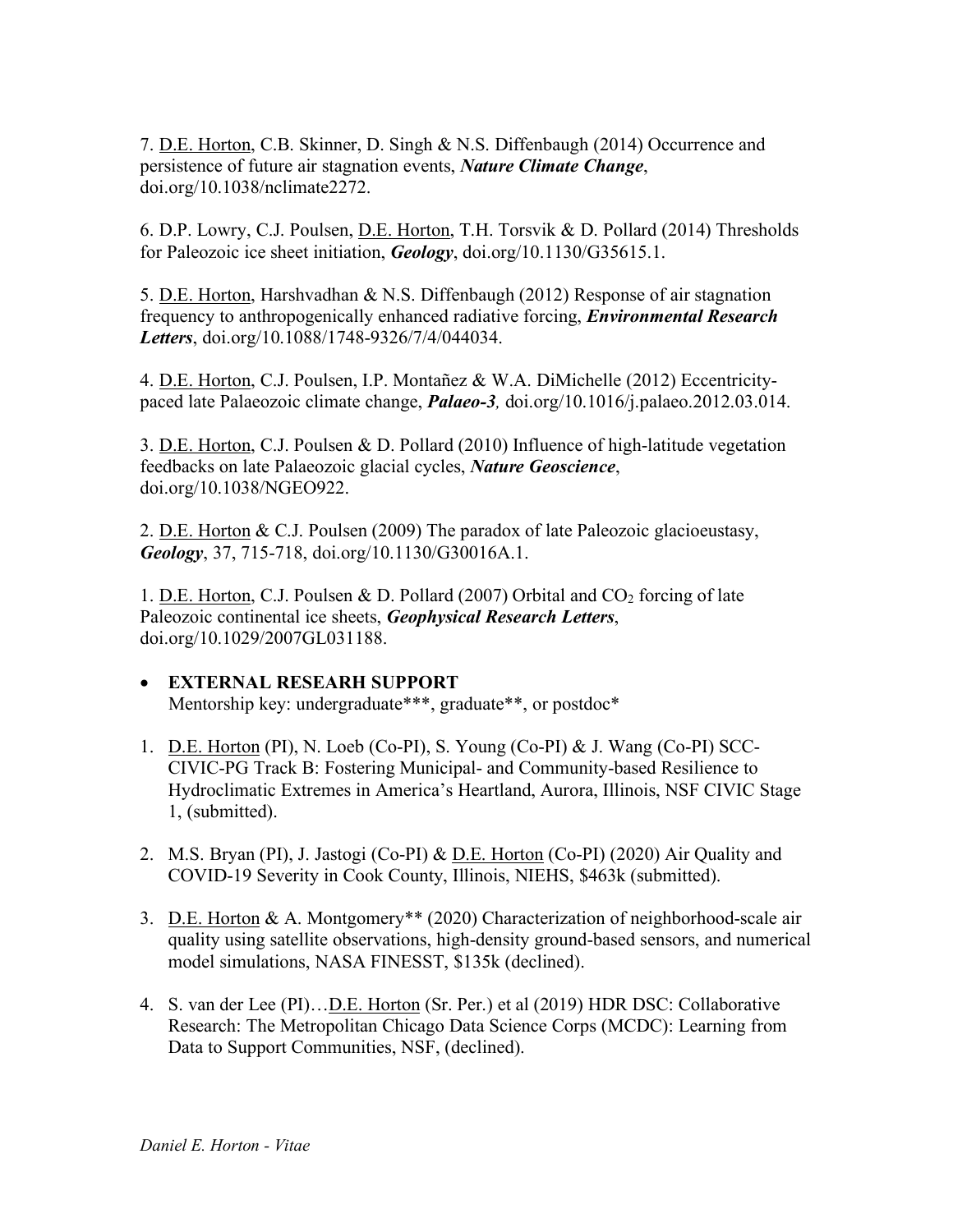7. D.E. Horton, C.B. Skinner, D. Singh & N.S. Diffenbaugh (2014) Occurrence and persistence of future air stagnation events, ***Nature Climate Change***, doi.org/10.1038/nclimate2272.

6. D.P. Lowry, C.J. Poulsen, D.E. Horton, T.H. Torsvik & D. Pollard (2014) Thresholds for Paleozoic ice sheet initiation, ***Geology***, doi.org/10.1130/G35615.1.

5. D.E. Horton, Harshvadhan & N.S. Diffenbaugh (2012) Response of air stagnation frequency to anthropogenically enhanced radiative forcing, ***Environmental Research Letters***, doi.org/10.1088/1748-9326/7/4/044034.

4. D.E. Horton, C.J. Poulsen, I.P. Montañez & W.A. DiMichelle (2012) Eccentricity-paced late Palaeozoic climate change, ***Palaeo-3**,* doi.org/10.1016/j.palaeo.2012.03.014.

3. D.E. Horton, C.J. Poulsen & D. Pollard (2010) Influence of high-latitude vegetation feedbacks on late Palaeozoic glacial cycles, ***Nature Geoscience***, doi.org/10.1038/NGEO922.

2. D.E. Horton & C.J. Poulsen (2009) The paradox of late Paleozoic glacioeustasy, ***Geology***, 37, 715-718, doi.org/10.1130/G30016A.1.

1. D.E. Horton, C.J. Poulsen & D. Pollard (2007) Orbital and $CO_2$ forcing of late Paleozoic continental ice sheets, ***Geophysical Research Letters***, doi.org/10.1029/2007GL031188.

- **EXTERNAL RESEARH SUPPORT**
  Mentorship key: undergraduate***, graduate**, or postdoc*

1. D.E. Horton (PI), N. Loeb (Co-PI), S. Young (Co-PI) & J. Wang (Co-PI) SCC-CIVIC-PG Track B: Fostering Municipal- and Community-based Resilience to Hydroclimatic Extremes in America's Heartland, Aurora, Illinois, NSF CIVIC Stage 1, (submitted).

2. M.S. Bryan (PI), J. Jastogi (Co-PI) & D.E. Horton (Co-PI) (2020) Air Quality and COVID-19 Severity in Cook County, Illinois, NIEHS, $463k (submitted).

3. D.E. Horton & A. Montgomery** (2020) Characterization of neighborhood-scale air quality using satellite observations, high-density ground-based sensors, and numerical model simulations, NASA FINESST, $135k (declined).

4. S. van der Lee (PI)…D.E. Horton (Sr. Per.) et al (2019) HDR DSC: Collaborative Research: The Metropolitan Chicago Data Science Corps (MCDC): Learning from Data to Support Communities, NSF, (declined).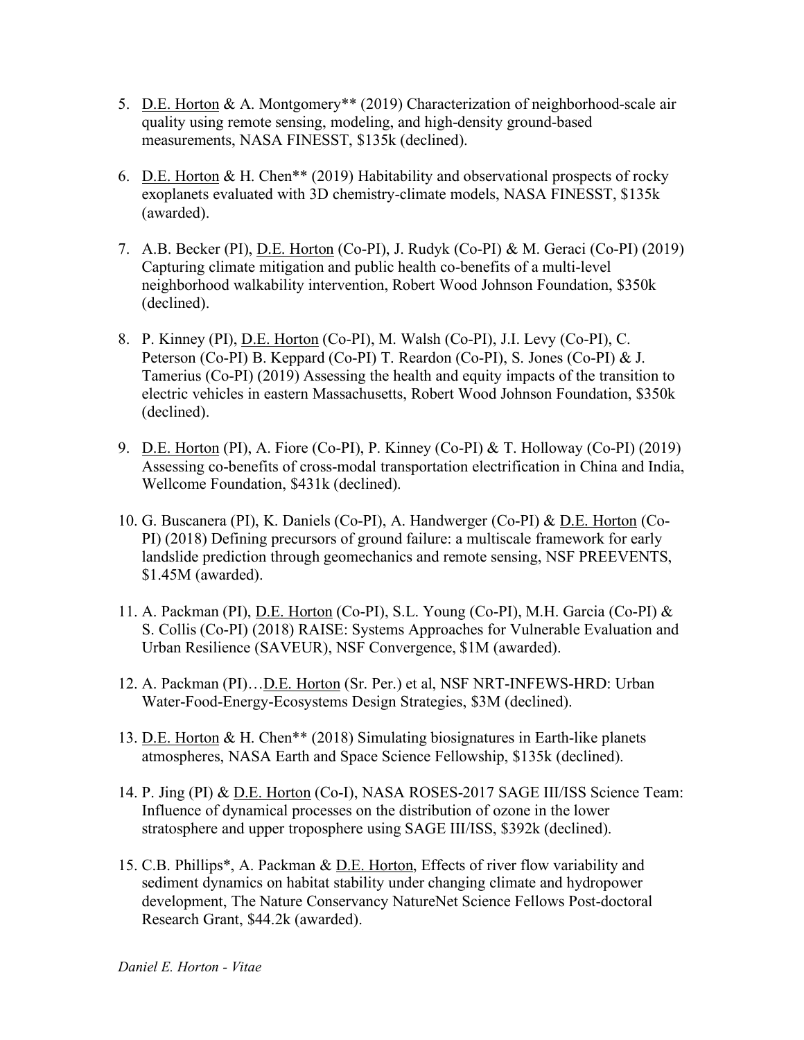5. D.E. Horton & A. Montgomery** (2019) Characterization of neighborhood-scale air quality using remote sensing, modeling, and high-density ground-based measurements, NASA FINESST, $135k (declined).

6. D.E. Horton & H. Chen** (2019) Habitability and observational prospects of rocky exoplanets evaluated with 3D chemistry-climate models, NASA FINESST, $135k (awarded).

7. A.B. Becker (PI), D.E. Horton (Co-PI), J. Rudyk (Co-PI) & M. Geraci (Co-PI) (2019) Capturing climate mitigation and public health co-benefits of a multi-level neighborhood walkability intervention, Robert Wood Johnson Foundation, $350k (declined).

8. P. Kinney (PI), D.E. Horton (Co-PI), M. Walsh (Co-PI), J.I. Levy (Co-PI), C. Peterson (Co-PI) B. Keppard (Co-PI) T. Reardon (Co-PI), S. Jones (Co-PI) & J. Tamerius (Co-PI) (2019) Assessing the health and equity impacts of the transition to electric vehicles in eastern Massachusetts, Robert Wood Johnson Foundation, $350k (declined).

9. D.E. Horton (PI), A. Fiore (Co-PI), P. Kinney (Co-PI) & T. Holloway (Co-PI) (2019) Assessing co-benefits of cross-modal transportation electrification in China and India, Wellcome Foundation, $431k (declined).

10. G. Buscanera (PI), K. Daniels (Co-PI), A. Handwerger (Co-PI) & D.E. Horton (Co-PI) (2018) Defining precursors of ground failure: a multiscale framework for early landslide prediction through geomechanics and remote sensing, NSF PREEVENTS, $1.45M (awarded).

11. A. Packman (PI), D.E. Horton (Co-PI), S.L. Young (Co-PI), M.H. Garcia (Co-PI) & S. Collis (Co-PI) (2018) RAISE: Systems Approaches for Vulnerable Evaluation and Urban Resilience (SAVEUR), NSF Convergence, $1M (awarded).

12. A. Packman (PI)…D.E. Horton (Sr. Per.) et al, NSF NRT-INFEWS-HRD: Urban Water-Food-Energy-Ecosystems Design Strategies, $3M (declined).

13. D.E. Horton & H. Chen** (2018) Simulating biosignatures in Earth-like planets atmospheres, NASA Earth and Space Science Fellowship, $135k (declined).

14. P. Jing (PI) & D.E. Horton (Co-I), NASA ROSES-2017 SAGE III/ISS Science Team: Influence of dynamical processes on the distribution of ozone in the lower stratosphere and upper troposphere using SAGE III/ISS, $392k (declined).

15. C.B. Phillips*, A. Packman & D.E. Horton, Effects of river flow variability and sediment dynamics on habitat stability under changing climate and hydropower development, The Nature Conservancy NatureNet Science Fellows Post-doctoral Research Grant, $44.2k (awarded).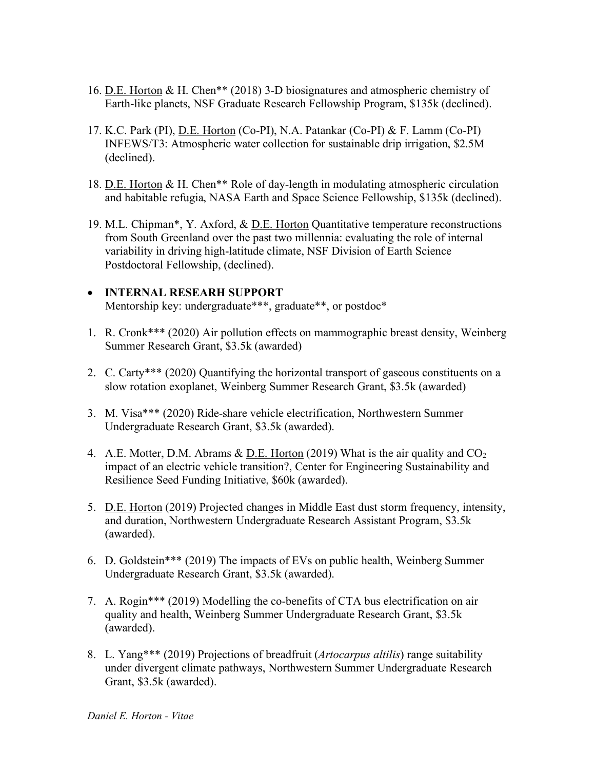16. D.E. Horton & H. Chen** (2018) 3-D biosignatures and atmospheric chemistry of Earth-like planets, NSF Graduate Research Fellowship Program, $135k (declined).

17. K.C. Park (PI), D.E. Horton (Co-PI), N.A. Patankar (Co-PI) & F. Lamm (Co-PI) INFEWS/T3: Atmospheric water collection for sustainable drip irrigation, $2.5M (declined).

18. D.E. Horton & H. Chen** Role of day-length in modulating atmospheric circulation and habitable refugia, NASA Earth and Space Science Fellowship, $135k (declined).

19. M.L. Chipman*, Y. Axford, & D.E. Horton Quantitative temperature reconstructions from South Greenland over the past two millennia: evaluating the role of internal variability in driving high-latitude climate, NSF Division of Earth Science Postdoctoral Fellowship, (declined).

- **INTERNAL RESEARH SUPPORT**
  Mentorship key: undergraduate***, graduate**, or postdoc*

1. R. Cronk*** (2020) Air pollution effects on mammographic breast density, Weinberg Summer Research Grant, $3.5k (awarded)

2. C. Carty*** (2020) Quantifying the horizontal transport of gaseous constituents on a slow rotation exoplanet, Weinberg Summer Research Grant, $3.5k (awarded)

3. M. Visa*** (2020) Ride-share vehicle electrification, Northwestern Summer Undergraduate Research Grant, $3.5k (awarded).

4. A.E. Motter, D.M. Abrams & D.E. Horton (2019) What is the air quality and $CO_2$ impact of an electric vehicle transition?, Center for Engineering Sustainability and Resilience Seed Funding Initiative, $60k (awarded).

5. D.E. Horton (2019) Projected changes in Middle East dust storm frequency, intensity, and duration, Northwestern Undergraduate Research Assistant Program, $3.5k (awarded).

6. D. Goldstein*** (2019) The impacts of EVs on public health, Weinberg Summer Undergraduate Research Grant, $3.5k (awarded).

7. A. Rogin*** (2019) Modelling the co-benefits of CTA bus electrification on air quality and health, Weinberg Summer Undergraduate Research Grant, $3.5k (awarded).

8. L. Yang*** (2019) Projections of breadfruit (*Artocarpus altilis*) range suitability under divergent climate pathways, Northwestern Summer Undergraduate Research Grant, $3.5k (awarded).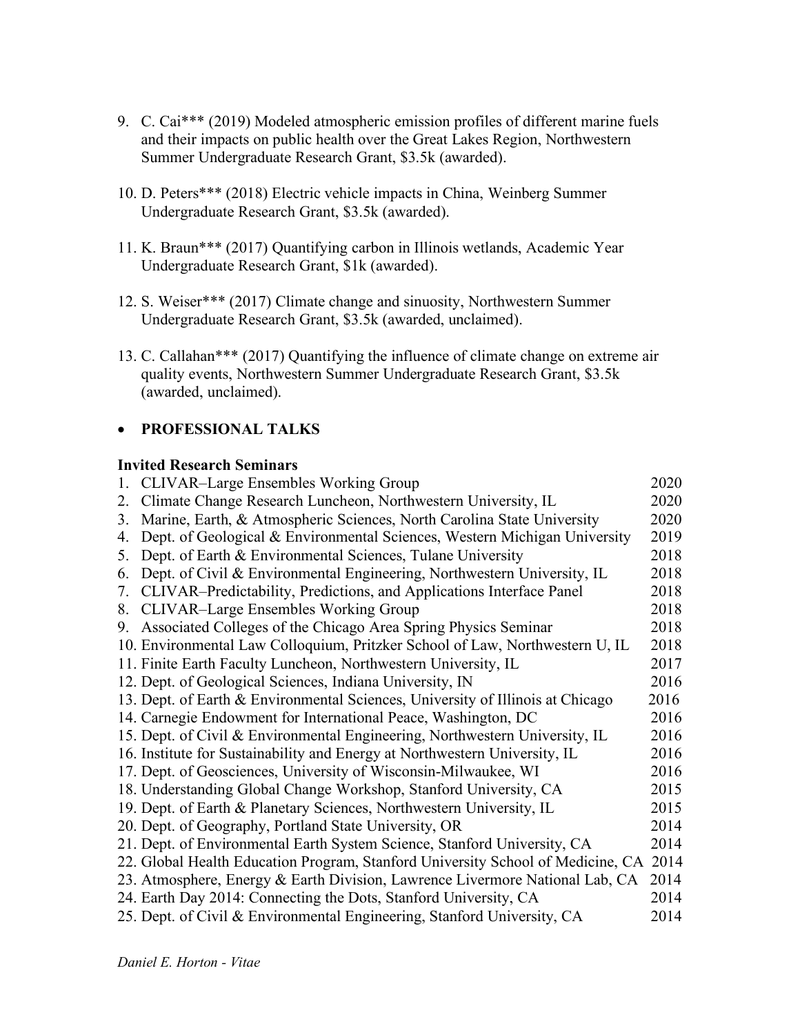9. C. Cai*** (2019) Modeled atmospheric emission profiles of different marine fuels and their impacts on public health over the Great Lakes Region, Northwestern Summer Undergraduate Research Grant, $3.5k (awarded).

10. D. Peters*** (2018) Electric vehicle impacts in China, Weinberg Summer Undergraduate Research Grant, $3.5k (awarded).

11. K. Braun*** (2017) Quantifying carbon in Illinois wetlands, Academic Year Undergraduate Research Grant, $1k (awarded).

12. S. Weiser*** (2017) Climate change and sinuosity, Northwestern Summer Undergraduate Research Grant, $3.5k (awarded, unclaimed).

13. C. Callahan*** (2017) Quantifying the influence of climate change on extreme air quality events, Northwestern Summer Undergraduate Research Grant, $3.5k (awarded, unclaimed).

- **PROFESSIONAL TALKS**

**Invited Research Seminars**

1. CLIVAR–Large Ensembles Working Group 2020
2. Climate Change Research Luncheon, Northwestern University, IL 2020
3. Marine, Earth, & Atmospheric Sciences, North Carolina State University 2020
4. Dept. of Geological & Environmental Sciences, Western Michigan University 2019
5. Dept. of Earth & Environmental Sciences, Tulane University 2018
6. Dept. of Civil & Environmental Engineering, Northwestern University, IL 2018
7. CLIVAR–Predictability, Predictions, and Applications Interface Panel 2018
8. CLIVAR–Large Ensembles Working Group 2018
9. Associated Colleges of the Chicago Area Spring Physics Seminar 2018
10. Environmental Law Colloquium, Pritzker School of Law, Northwestern U, IL 2018
11. Finite Earth Faculty Luncheon, Northwestern University, IL 2017
12. Dept. of Geological Sciences, Indiana University, IN 2016
13. Dept. of Earth & Environmental Sciences, University of Illinois at Chicago 2016
14. Carnegie Endowment for International Peace, Washington, DC 2016
15. Dept. of Civil & Environmental Engineering, Northwestern University, IL 2016
16. Institute for Sustainability and Energy at Northwestern University, IL 2016
17. Dept. of Geosciences, University of Wisconsin-Milwaukee, WI 2016
18. Understanding Global Change Workshop, Stanford University, CA 2015
19. Dept. of Earth & Planetary Sciences, Northwestern University, IL 2015
20. Dept. of Geography, Portland State University, OR 2014
21. Dept. of Environmental Earth System Science, Stanford University, CA 2014
22. Global Health Education Program, Stanford University School of Medicine, CA 2014
23. Atmosphere, Energy & Earth Division, Lawrence Livermore National Lab, CA 2014
24. Earth Day 2014: Connecting the Dots, Stanford University, CA 2014
25. Dept. of Civil & Environmental Engineering, Stanford University, CA 2014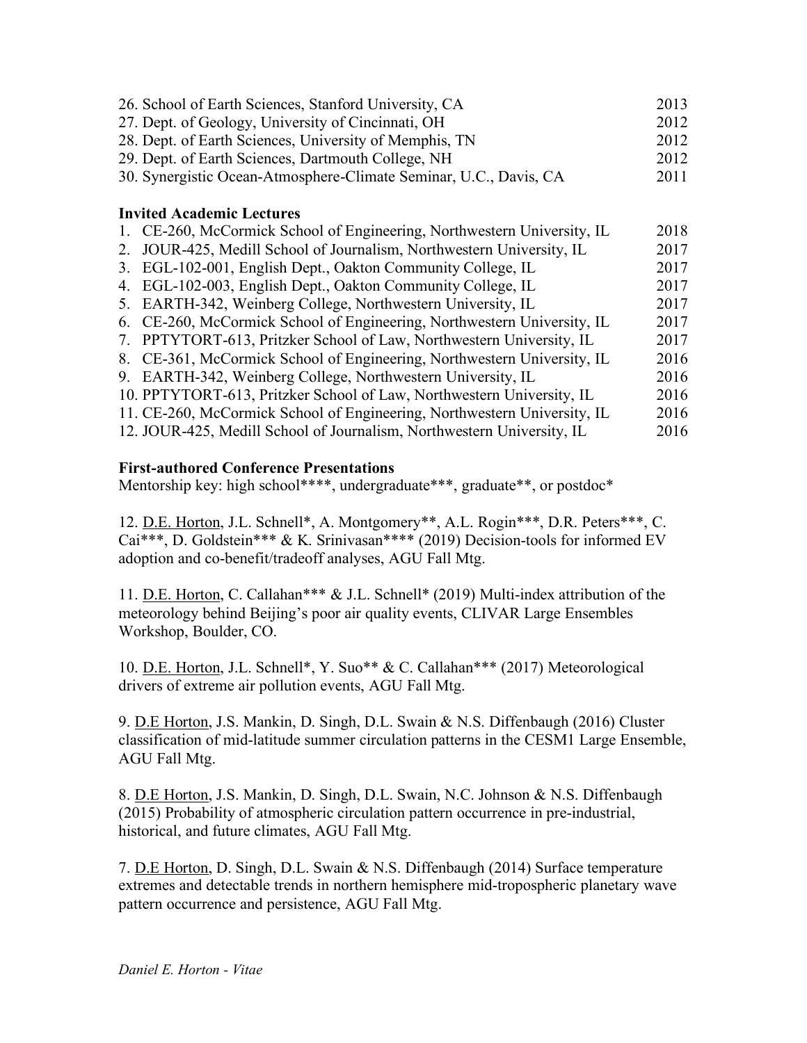26. School of Earth Sciences, Stanford University, CA 2013
27. Dept. of Geology, University of Cincinnati, OH 2012
28. Dept. of Earth Sciences, University of Memphis, TN 2012
29. Dept. of Earth Sciences, Dartmouth College, NH 2012
30. Synergistic Ocean-Atmosphere-Climate Seminar, U.C., Davis, CA 2011

**Invited Academic Lectures**

1. CE-260, McCormick School of Engineering, Northwestern University, IL 2018
2. JOUR-425, Medill School of Journalism, Northwestern University, IL 2017
3. EGL-102-001, English Dept., Oakton Community College, IL 2017
4. EGL-102-003, English Dept., Oakton Community College, IL 2017
5. EARTH-342, Weinberg College, Northwestern University, IL 2017
6. CE-260, McCormick School of Engineering, Northwestern University, IL 2017
7. PPTYTORT-613, Pritzker School of Law, Northwestern University, IL 2017
8. CE-361, McCormick School of Engineering, Northwestern University, IL 2016
9. EARTH-342, Weinberg College, Northwestern University, IL 2016
10. PPTYTORT-613, Pritzker School of Law, Northwestern University, IL 2016
11. CE-260, McCormick School of Engineering, Northwestern University, IL 2016
12. JOUR-425, Medill School of Journalism, Northwestern University, IL 2016

**First-authored Conference Presentations**

Mentorship key: high school****, undergraduate***, graduate**, or postdoc*

12. D.E. Horton, J.L. Schnell*, A. Montgomery**, A.L. Rogin***, D.R. Peters***, C. Cai***, D. Goldstein*** & K. Srinivasan**** (2019) Decision-tools for informed EV adoption and co-benefit/tradeoff analyses, AGU Fall Mtg.

11. D.E. Horton, C. Callahan*** & J.L. Schnell* (2019) Multi-index attribution of the meteorology behind Beijing's poor air quality events, CLIVAR Large Ensembles Workshop, Boulder, CO.

10. D.E. Horton, J.L. Schnell*, Y. Suo** & C. Callahan*** (2017) Meteorological drivers of extreme air pollution events, AGU Fall Mtg.

9. D.E Horton, J.S. Mankin, D. Singh, D.L. Swain & N.S. Diffenbaugh (2016) Cluster classification of mid-latitude summer circulation patterns in the CESM1 Large Ensemble, AGU Fall Mtg.

8. D.E Horton, J.S. Mankin, D. Singh, D.L. Swain, N.C. Johnson & N.S. Diffenbaugh (2015) Probability of atmospheric circulation pattern occurrence in pre-industrial, historical, and future climates, AGU Fall Mtg.

7. D.E Horton, D. Singh, D.L. Swain & N.S. Diffenbaugh (2014) Surface temperature extremes and detectable trends in northern hemisphere mid-tropospheric planetary wave pattern occurrence and persistence, AGU Fall Mtg.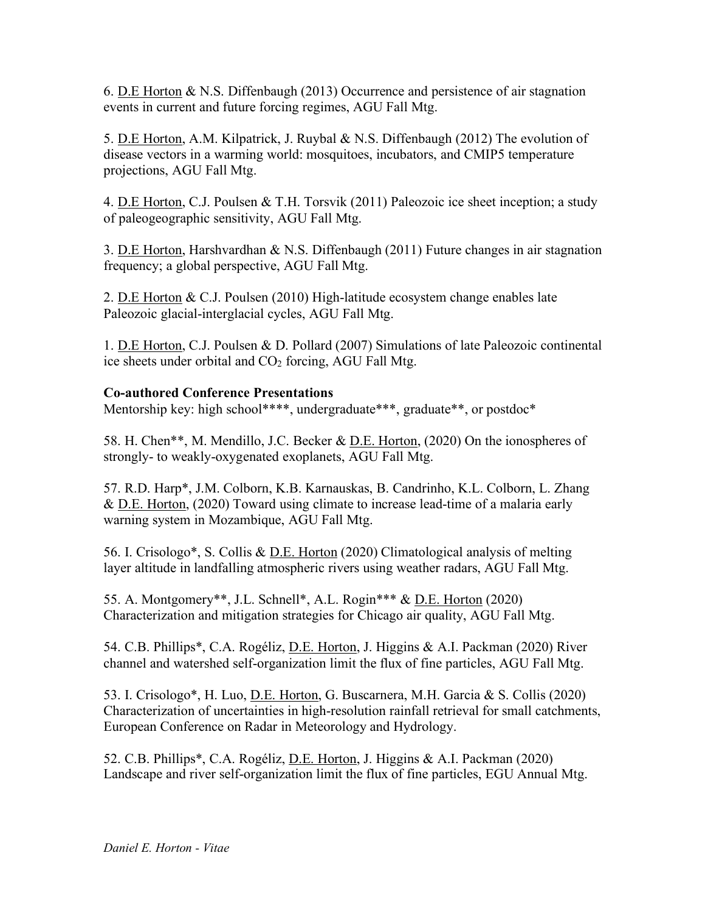6. D.E Horton & N.S. Diffenbaugh (2013) Occurrence and persistence of air stagnation events in current and future forcing regimes, AGU Fall Mtg.

5. D.E Horton, A.M. Kilpatrick, J. Ruybal & N.S. Diffenbaugh (2012) The evolution of disease vectors in a warming world: mosquitoes, incubators, and CMIP5 temperature projections, AGU Fall Mtg.

4. D.E Horton, C.J. Poulsen & T.H. Torsvik (2011) Paleozoic ice sheet inception; a study of paleogeographic sensitivity, AGU Fall Mtg.

3. D.E Horton, Harshvardhan & N.S. Diffenbaugh (2011) Future changes in air stagnation frequency; a global perspective, AGU Fall Mtg.

2. D.E Horton & C.J. Poulsen (2010) High-latitude ecosystem change enables late Paleozoic glacial-interglacial cycles, AGU Fall Mtg.

1. D.E Horton, C.J. Poulsen & D. Pollard (2007) Simulations of late Paleozoic continental ice sheets under orbital and $CO_2$ forcing, AGU Fall Mtg.

**Co-authored Conference Presentations**

Mentorship key: high school****, undergraduate***, graduate**, or postdoc*

58. H. Chen**, M. Mendillo, J.C. Becker & D.E. Horton, (2020) On the ionospheres of strongly- to weakly-oxygenated exoplanets, AGU Fall Mtg.

57. R.D. Harp*, J.M. Colborn, K.B. Karnauskas, B. Candrinho, K.L. Colborn, L. Zhang & D.E. Horton, (2020) Toward using climate to increase lead-time of a malaria early warning system in Mozambique, AGU Fall Mtg.

56. I. Crisologo*, S. Collis & D.E. Horton (2020) Climatological analysis of melting layer altitude in landfalling atmospheric rivers using weather radars, AGU Fall Mtg.

55. A. Montgomery**, J.L. Schnell*, A.L. Rogin*** & D.E. Horton (2020) Characterization and mitigation strategies for Chicago air quality, AGU Fall Mtg.

54. C.B. Phillips*, C.A. Rogéliz, D.E. Horton, J. Higgins & A.I. Packman (2020) River channel and watershed self-organization limit the flux of fine particles, AGU Fall Mtg.

53. I. Crisologo*, H. Luo, D.E. Horton, G. Buscarnera, M.H. Garcia & S. Collis (2020) Characterization of uncertainties in high-resolution rainfall retrieval for small catchments, European Conference on Radar in Meteorology and Hydrology.

52. C.B. Phillips*, C.A. Rogéliz, D.E. Horton, J. Higgins & A.I. Packman (2020) Landscape and river self-organization limit the flux of fine particles, EGU Annual Mtg.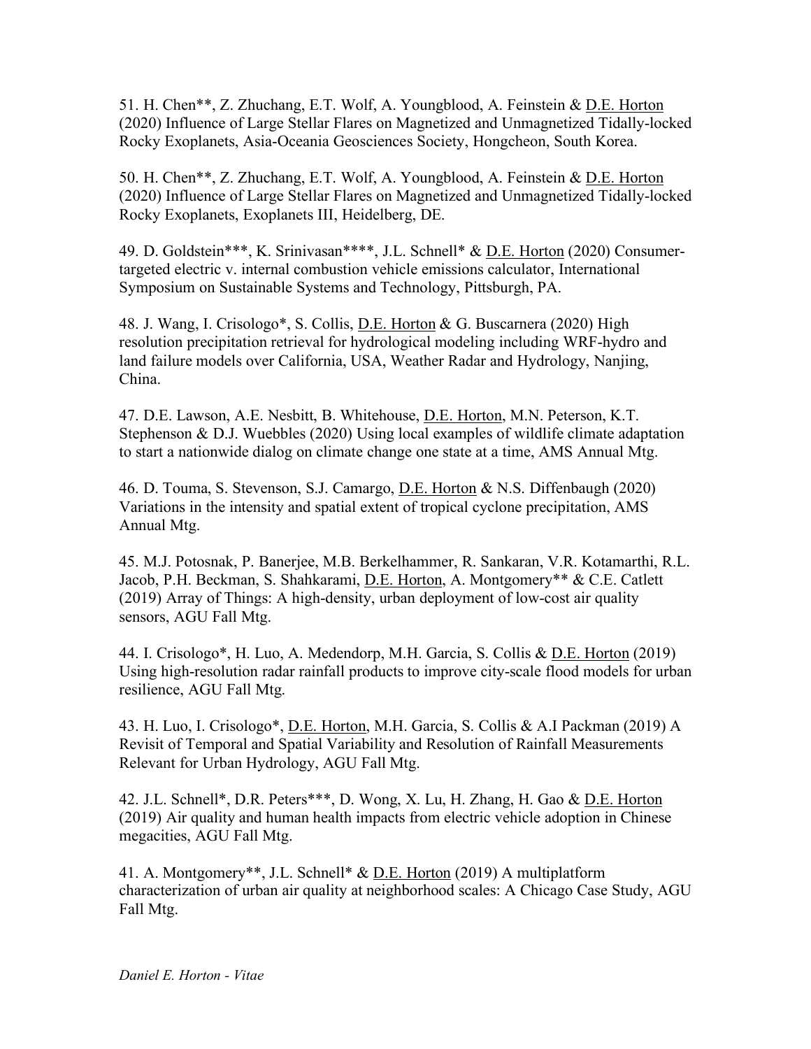51. H. Chen**, Z. Zhuchang, E.T. Wolf, A. Youngblood, A. Feinstein & D.E. Horton (2020) Influence of Large Stellar Flares on Magnetized and Unmagnetized Tidally-locked Rocky Exoplanets, Asia-Oceania Geosciences Society, Hongcheon, South Korea.

50. H. Chen**, Z. Zhuchang, E.T. Wolf, A. Youngblood, A. Feinstein & D.E. Horton (2020) Influence of Large Stellar Flares on Magnetized and Unmagnetized Tidally-locked Rocky Exoplanets, Exoplanets III, Heidelberg, DE.

49. D. Goldstein***, K. Srinivasan****, J.L. Schnell* & D.E. Horton (2020) Consumer-targeted electric v. internal combustion vehicle emissions calculator, International Symposium on Sustainable Systems and Technology, Pittsburgh, PA.

48. J. Wang, I. Crisologo*, S. Collis, D.E. Horton & G. Buscarnera (2020) High resolution precipitation retrieval for hydrological modeling including WRF-hydro and land failure models over California, USA, Weather Radar and Hydrology, Nanjing, China.

47. D.E. Lawson, A.E. Nesbitt, B. Whitehouse, D.E. Horton, M.N. Peterson, K.T. Stephenson & D.J. Wuebbles (2020) Using local examples of wildlife climate adaptation to start a nationwide dialog on climate change one state at a time, AMS Annual Mtg.

46. D. Touma, S. Stevenson, S.J. Camargo, D.E. Horton & N.S. Diffenbaugh (2020) Variations in the intensity and spatial extent of tropical cyclone precipitation, AMS Annual Mtg.

45. M.J. Potosnak, P. Banerjee, M.B. Berkelhammer, R. Sankaran, V.R. Kotamarthi, R.L. Jacob, P.H. Beckman, S. Shahkarami, D.E. Horton, A. Montgomery** & C.E. Catlett (2019) Array of Things: A high-density, urban deployment of low-cost air quality sensors, AGU Fall Mtg.

44. I. Crisologo*, H. Luo, A. Medendorp, M.H. Garcia, S. Collis & D.E. Horton (2019) Using high-resolution radar rainfall products to improve city-scale flood models for urban resilience, AGU Fall Mtg.

43. H. Luo, I. Crisologo*, D.E. Horton, M.H. Garcia, S. Collis & A.I Packman (2019) A Revisit of Temporal and Spatial Variability and Resolution of Rainfall Measurements Relevant for Urban Hydrology, AGU Fall Mtg.

42. J.L. Schnell*, D.R. Peters***, D. Wong, X. Lu, H. Zhang, H. Gao & D.E. Horton (2019) Air quality and human health impacts from electric vehicle adoption in Chinese megacities, AGU Fall Mtg.

41. A. Montgomery**, J.L. Schnell* & D.E. Horton (2019) A multiplatform characterization of urban air quality at neighborhood scales: A Chicago Case Study, AGU Fall Mtg.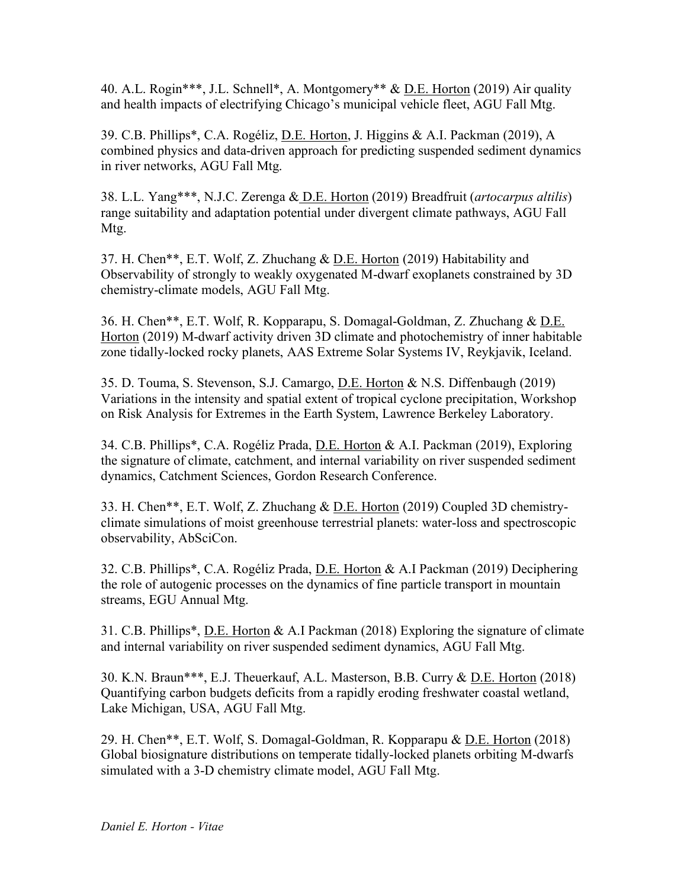40. A.L. Rogin***, J.L. Schnell*, A. Montgomery** & D.E. Horton (2019) Air quality and health impacts of electrifying Chicago's municipal vehicle fleet, AGU Fall Mtg.

39. C.B. Phillips*, C.A. Rogéliz, D.E. Horton, J. Higgins & A.I. Packman (2019), A combined physics and data-driven approach for predicting suspended sediment dynamics in river networks, AGU Fall Mtg.

38. L.L. Yang***, N.J.C. Zerenga & D.E. Horton (2019) Breadfruit (*artocarpus altilis*) range suitability and adaptation potential under divergent climate pathways, AGU Fall Mtg.

37. H. Chen**, E.T. Wolf, Z. Zhuchang & D.E. Horton (2019) Habitability and Observability of strongly to weakly oxygenated M-dwarf exoplanets constrained by 3D chemistry-climate models, AGU Fall Mtg.

36. H. Chen**, E.T. Wolf, R. Kopparapu, S. Domagal-Goldman, Z. Zhuchang & D.E. Horton (2019) M-dwarf activity driven 3D climate and photochemistry of inner habitable zone tidally-locked rocky planets, AAS Extreme Solar Systems IV, Reykjavik, Iceland.

35. D. Touma, S. Stevenson, S.J. Camargo, D.E. Horton & N.S. Diffenbaugh (2019) Variations in the intensity and spatial extent of tropical cyclone precipitation, Workshop on Risk Analysis for Extremes in the Earth System, Lawrence Berkeley Laboratory.

34. C.B. Phillips*, C.A. Rogéliz Prada, D.E. Horton & A.I. Packman (2019), Exploring the signature of climate, catchment, and internal variability on river suspended sediment dynamics, Catchment Sciences, Gordon Research Conference.

33. H. Chen**, E.T. Wolf, Z. Zhuchang & D.E. Horton (2019) Coupled 3D chemistry-climate simulations of moist greenhouse terrestrial planets: water-loss and spectroscopic observability, AbSciCon.

32. C.B. Phillips*, C.A. Rogéliz Prada, D.E. Horton & A.I Packman (2019) Deciphering the role of autogenic processes on the dynamics of fine particle transport in mountain streams, EGU Annual Mtg.

31. C.B. Phillips*, D.E. Horton & A.I Packman (2018) Exploring the signature of climate and internal variability on river suspended sediment dynamics, AGU Fall Mtg.

30. K.N. Braun***, E.J. Theuerkauf, A.L. Masterson, B.B. Curry & D.E. Horton (2018) Quantifying carbon budgets deficits from a rapidly eroding freshwater coastal wetland, Lake Michigan, USA, AGU Fall Mtg.

29. H. Chen**, E.T. Wolf, S. Domagal-Goldman, R. Kopparapu & D.E. Horton (2018) Global biosignature distributions on temperate tidally-locked planets orbiting M-dwarfs simulated with a 3-D chemistry climate model, AGU Fall Mtg.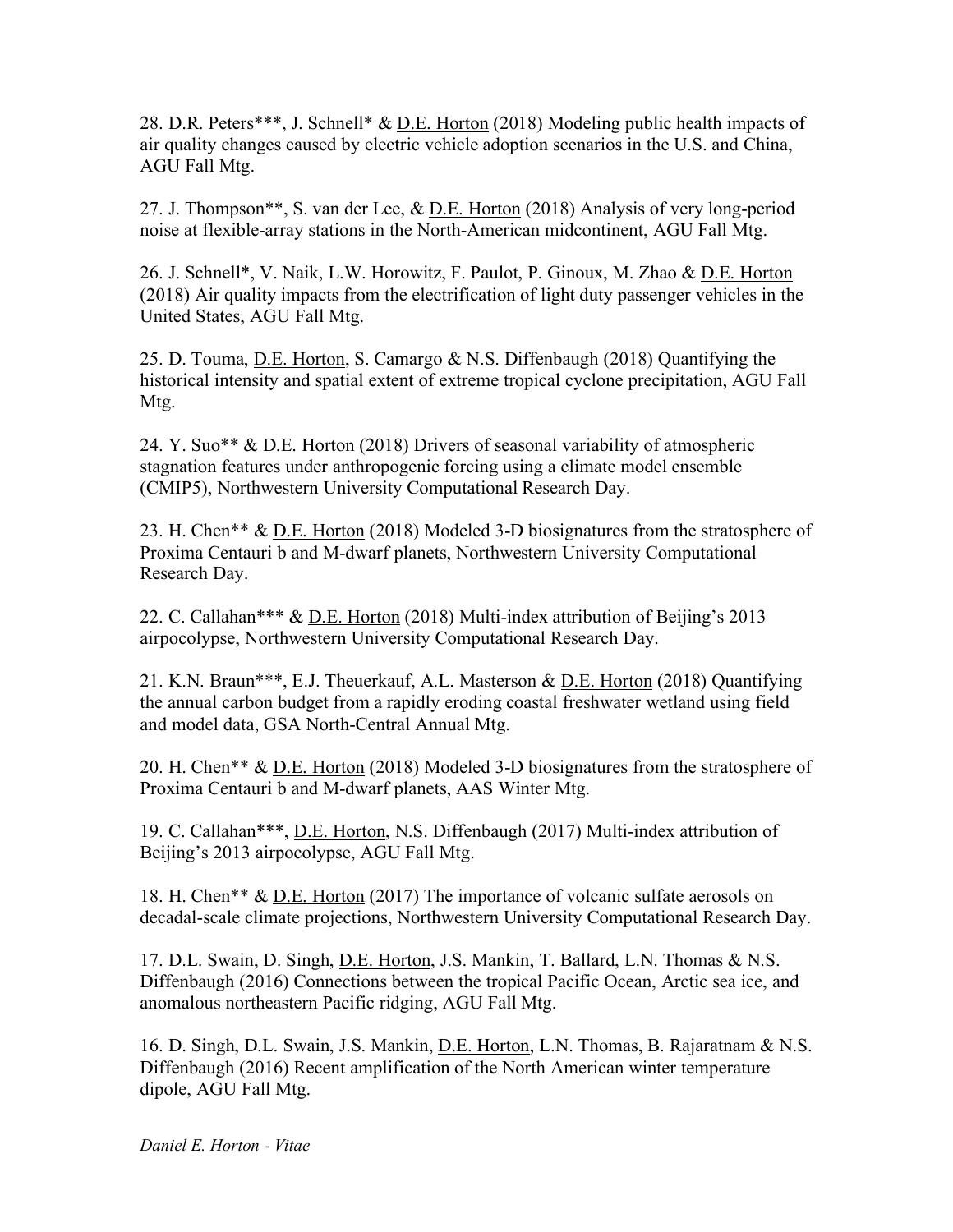28. D.R. Peters***, J. Schnell* & D.E. Horton (2018) Modeling public health impacts of air quality changes caused by electric vehicle adoption scenarios in the U.S. and China, AGU Fall Mtg.

27. J. Thompson**, S. van der Lee, & D.E. Horton (2018) Analysis of very long-period noise at flexible-array stations in the North-American midcontinent, AGU Fall Mtg.

26. J. Schnell*, V. Naik, L.W. Horowitz, F. Paulot, P. Ginoux, M. Zhao & D.E. Horton (2018) Air quality impacts from the electrification of light duty passenger vehicles in the United States, AGU Fall Mtg.

25. D. Touma, D.E. Horton, S. Camargo & N.S. Diffenbaugh (2018) Quantifying the historical intensity and spatial extent of extreme tropical cyclone precipitation, AGU Fall Mtg.

24. Y. Suo** & D.E. Horton (2018) Drivers of seasonal variability of atmospheric stagnation features under anthropogenic forcing using a climate model ensemble (CMIP5), Northwestern University Computational Research Day.

23. H. Chen** & D.E. Horton (2018) Modeled 3-D biosignatures from the stratosphere of Proxima Centauri b and M-dwarf planets, Northwestern University Computational Research Day.

22. C. Callahan*** & D.E. Horton (2018) Multi-index attribution of Beijing's 2013 airpocolypse, Northwestern University Computational Research Day.

21. K.N. Braun***, E.J. Theuerkauf, A.L. Masterson & D.E. Horton (2018) Quantifying the annual carbon budget from a rapidly eroding coastal freshwater wetland using field and model data, GSA North-Central Annual Mtg.

20. H. Chen** & D.E. Horton (2018) Modeled 3-D biosignatures from the stratosphere of Proxima Centauri b and M-dwarf planets, AAS Winter Mtg.

19. C. Callahan***, D.E. Horton, N.S. Diffenbaugh (2017) Multi-index attribution of Beijing's 2013 airpocolypse, AGU Fall Mtg.

18. H. Chen** & D.E. Horton (2017) The importance of volcanic sulfate aerosols on decadal-scale climate projections, Northwestern University Computational Research Day.

17. D.L. Swain, D. Singh, D.E. Horton, J.S. Mankin, T. Ballard, L.N. Thomas & N.S. Diffenbaugh (2016) Connections between the tropical Pacific Ocean, Arctic sea ice, and anomalous northeastern Pacific ridging, AGU Fall Mtg.

16. D. Singh, D.L. Swain, J.S. Mankin, D.E. Horton, L.N. Thomas, B. Rajaratnam & N.S. Diffenbaugh (2016) Recent amplification of the North American winter temperature dipole, AGU Fall Mtg.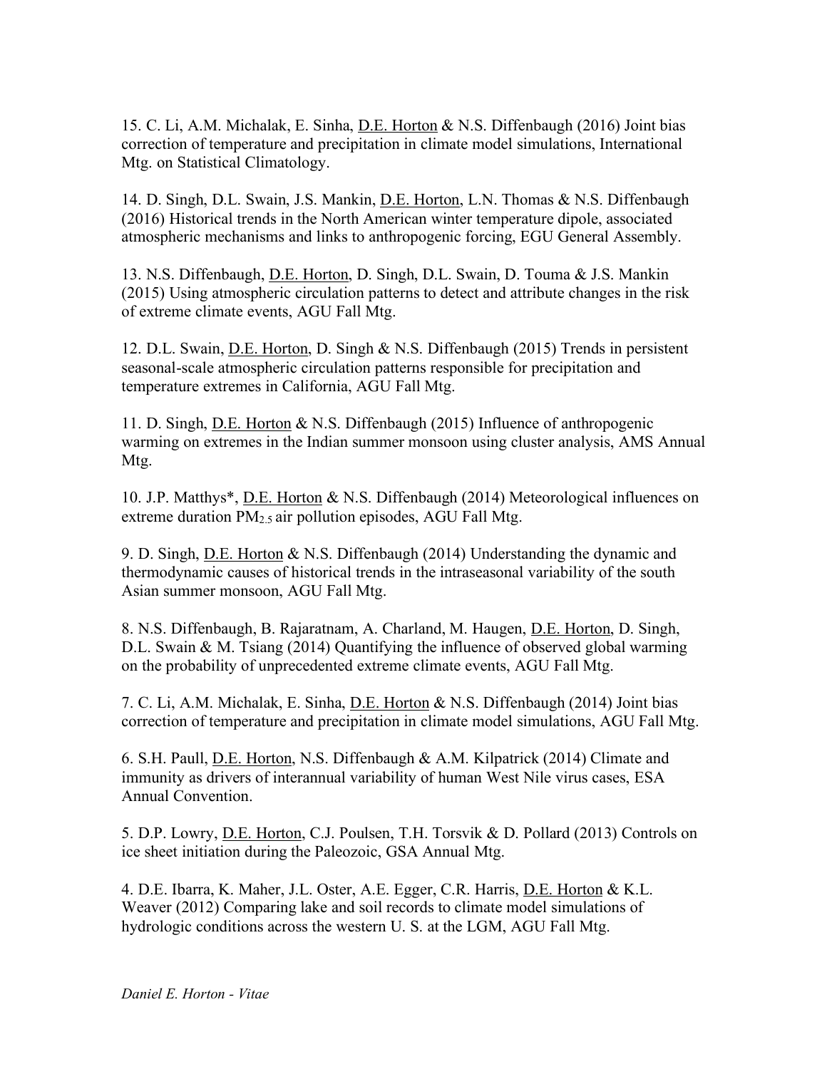15. C. Li, A.M. Michalak, E. Sinha, D.E. Horton & N.S. Diffenbaugh (2016) Joint bias correction of temperature and precipitation in climate model simulations, International Mtg. on Statistical Climatology.

14. D. Singh, D.L. Swain, J.S. Mankin, D.E. Horton, L.N. Thomas & N.S. Diffenbaugh (2016) Historical trends in the North American winter temperature dipole, associated atmospheric mechanisms and links to anthropogenic forcing, EGU General Assembly.

13. N.S. Diffenbaugh, D.E. Horton, D. Singh, D.L. Swain, D. Touma & J.S. Mankin (2015) Using atmospheric circulation patterns to detect and attribute changes in the risk of extreme climate events, AGU Fall Mtg.

12. D.L. Swain, D.E. Horton, D. Singh & N.S. Diffenbaugh (2015) Trends in persistent seasonal-scale atmospheric circulation patterns responsible for precipitation and temperature extremes in California, AGU Fall Mtg.

11. D. Singh, D.E. Horton & N.S. Diffenbaugh (2015) Influence of anthropogenic warming on extremes in the Indian summer monsoon using cluster analysis, AMS Annual Mtg.

10. J.P. Matthys*, D.E. Horton & N.S. Diffenbaugh (2014) Meteorological influences on extreme duration $PM_{2.5}$ air pollution episodes, AGU Fall Mtg.

9. D. Singh, D.E. Horton & N.S. Diffenbaugh (2014) Understanding the dynamic and thermodynamic causes of historical trends in the intraseasonal variability of the south Asian summer monsoon, AGU Fall Mtg.

8. N.S. Diffenbaugh, B. Rajaratnam, A. Charland, M. Haugen, D.E. Horton, D. Singh, D.L. Swain & M. Tsiang (2014) Quantifying the influence of observed global warming on the probability of unprecedented extreme climate events, AGU Fall Mtg.

7. C. Li, A.M. Michalak, E. Sinha, D.E. Horton & N.S. Diffenbaugh (2014) Joint bias correction of temperature and precipitation in climate model simulations, AGU Fall Mtg.

6. S.H. Paull, D.E. Horton, N.S. Diffenbaugh & A.M. Kilpatrick (2014) Climate and immunity as drivers of interannual variability of human West Nile virus cases, ESA Annual Convention.

5. D.P. Lowry, D.E. Horton, C.J. Poulsen, T.H. Torsvik & D. Pollard (2013) Controls on ice sheet initiation during the Paleozoic, GSA Annual Mtg.

4. D.E. Ibarra, K. Maher, J.L. Oster, A.E. Egger, C.R. Harris, D.E. Horton & K.L. Weaver (2012) Comparing lake and soil records to climate model simulations of hydrologic conditions across the western U. S. at the LGM, AGU Fall Mtg.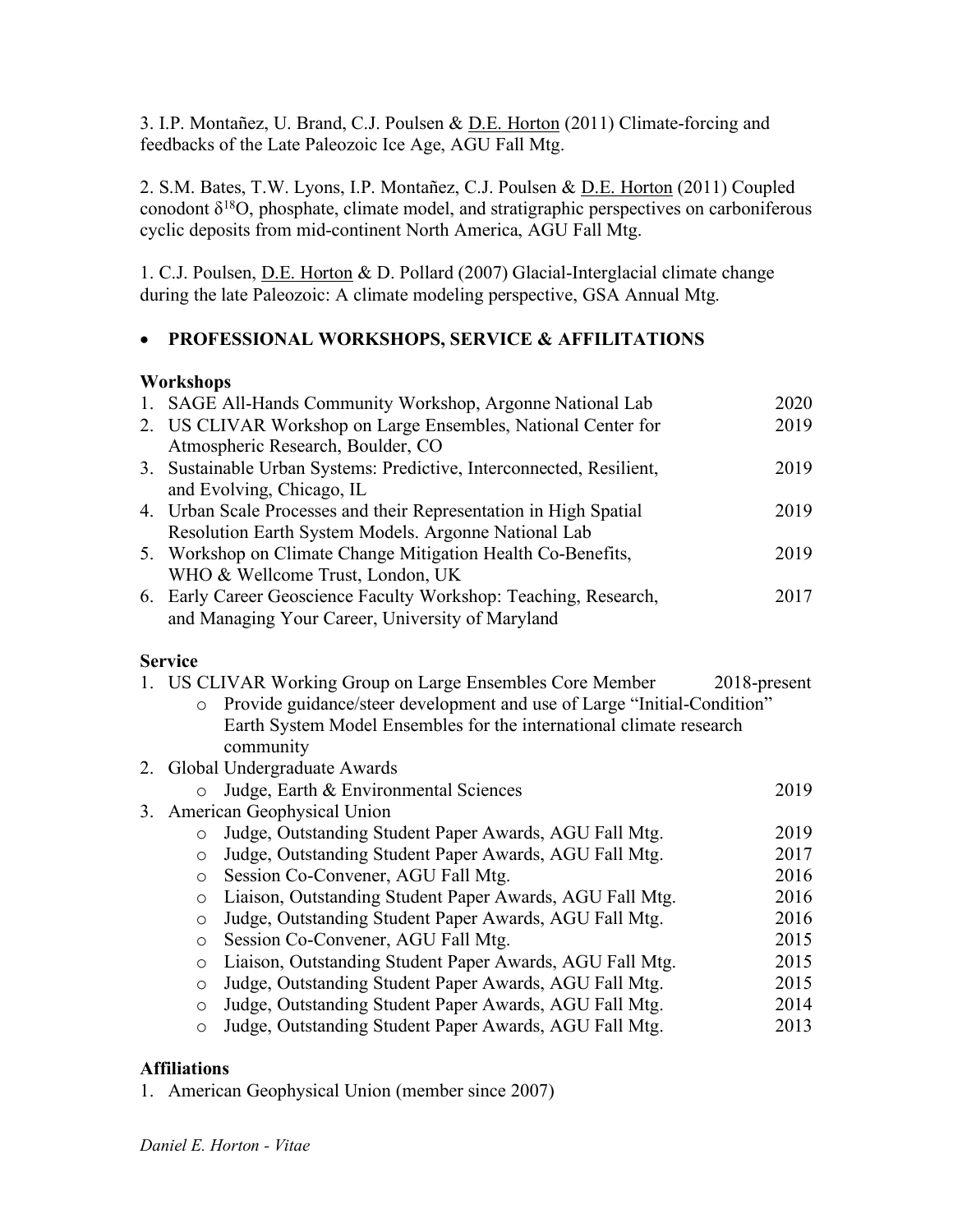3. I.P. Montañez, U. Brand, C.J. Poulsen & D.E. Horton (2011) Climate-forcing and feedbacks of the Late Paleozoic Ice Age, AGU Fall Mtg.

2. S.M. Bates, T.W. Lyons, I.P. Montañez, C.J. Poulsen & D.E. Horton (2011) Coupled conodont $\delta^{18}O$, phosphate, climate model, and stratigraphic perspectives on carboniferous cyclic deposits from mid-continent North America, AGU Fall Mtg.

1. C.J. Poulsen, D.E. Horton & D. Pollard (2007) Glacial-Interglacial climate change during the late Paleozoic: A climate modeling perspective, GSA Annual Mtg.

- **PROFESSIONAL WORKSHOPS, SERVICE & AFFILITATIONS**

**Workshops**

1. SAGE All-Hands Community Workshop, Argonne National Lab — 2020
2. US CLIVAR Workshop on Large Ensembles, National Center for Atmospheric Research, Boulder, CO — 2019
3. Sustainable Urban Systems: Predictive, Interconnected, Resilient, and Evolving, Chicago, IL — 2019
4. Urban Scale Processes and their Representation in High Spatial Resolution Earth System Models. Argonne National Lab — 2019
5. Workshop on Climate Change Mitigation Health Co-Benefits, WHO & Wellcome Trust, London, UK — 2019
6. Early Career Geoscience Faculty Workshop: Teaching, Research, and Managing Your Career, University of Maryland — 2017

**Service**

1. US CLIVAR Working Group on Large Ensembles Core Member — 2018-present
   - Provide guidance/steer development and use of Large "Initial-Condition" Earth System Model Ensembles for the international climate research community
2. Global Undergraduate Awards
   - Judge, Earth & Environmental Sciences — 2019
3. American Geophysical Union
   - Judge, Outstanding Student Paper Awards, AGU Fall Mtg. — 2019
   - Judge, Outstanding Student Paper Awards, AGU Fall Mtg. — 2017
   - Session Co-Convener, AGU Fall Mtg. — 2016
   - Liaison, Outstanding Student Paper Awards, AGU Fall Mtg. — 2016
   - Judge, Outstanding Student Paper Awards, AGU Fall Mtg. — 2016
   - Session Co-Convener, AGU Fall Mtg. — 2015
   - Liaison, Outstanding Student Paper Awards, AGU Fall Mtg. — 2015
   - Judge, Outstanding Student Paper Awards, AGU Fall Mtg. — 2015
   - Judge, Outstanding Student Paper Awards, AGU Fall Mtg. — 2014
   - Judge, Outstanding Student Paper Awards, AGU Fall Mtg. — 2013

**Affiliations**

1. American Geophysical Union (member since 2007)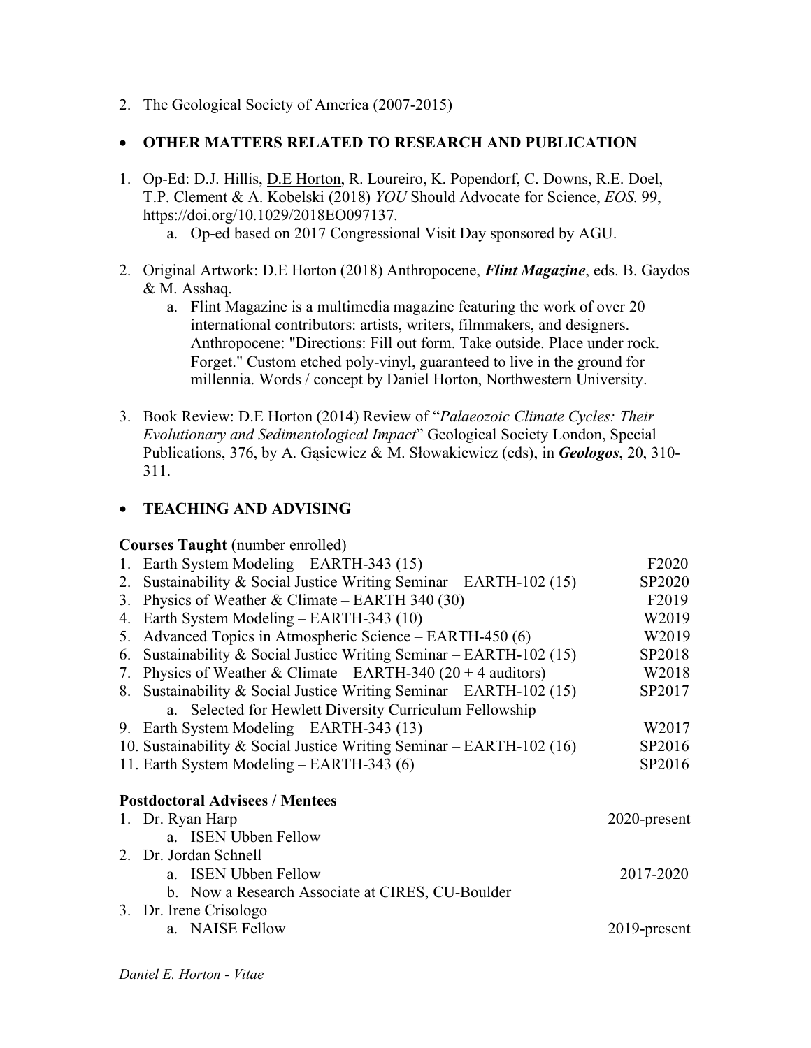2. The Geological Society of America (2007-2015)

- **OTHER MATTERS RELATED TO RESEARCH AND PUBLICATION**

1. Op-Ed: D.J. Hillis, D.E Horton, R. Loureiro, K. Popendorf, C. Downs, R.E. Doel, T.P. Clement & A. Kobelski (2018) *YOU* Should Advocate for Science, *EOS*. 99, https://doi.org/10.1029/2018EO097137.
   a. Op-ed based on 2017 Congressional Visit Day sponsored by AGU.

2. Original Artwork: D.E Horton (2018) Anthropocene, ***Flint Magazine***, eds. B. Gaydos & M. Asshaq.
   a. Flint Magazine is a multimedia magazine featuring the work of over 20 international contributors: artists, writers, filmmakers, and designers. Anthropocene: "Directions: Fill out form. Take outside. Place under rock. Forget." Custom etched poly-vinyl, guaranteed to live in the ground for millennia. Words / concept by Daniel Horton, Northwestern University.

3. Book Review: D.E Horton (2014) Review of "*Palaeozoic Climate Cycles: Their Evolutionary and Sedimentological Impact*" Geological Society London, Special Publications, 376, by A. Gąsiewicz & M. Słowakiewicz (eds), in ***Geologos***, 20, 310-311.

- **TEACHING AND ADVISING**

**Courses Taught** (number enrolled)

1. Earth System Modeling – EARTH-343 (15) — F2020
2. Sustainability & Social Justice Writing Seminar – EARTH-102 (15) — SP2020
3. Physics of Weather & Climate – EARTH 340 (30) — F2019
4. Earth System Modeling – EARTH-343 (10) — W2019
5. Advanced Topics in Atmospheric Science – EARTH-450 (6) — W2019
6. Sustainability & Social Justice Writing Seminar – EARTH-102 (15) — SP2018
7. Physics of Weather & Climate – EARTH-340 (20 + 4 auditors) — W2018
8. Sustainability & Social Justice Writing Seminar – EARTH-102 (15) — SP2017
   a. Selected for Hewlett Diversity Curriculum Fellowship
9. Earth System Modeling – EARTH-343 (13) — W2017
10. Sustainability & Social Justice Writing Seminar – EARTH-102 (16) — SP2016
11. Earth System Modeling – EARTH-343 (6) — SP2016

**Postdoctoral Advisees / Mentees**

1. Dr. Ryan Harp — 2020-present
   a. ISEN Ubben Fellow
2. Dr. Jordan Schnell
   a. ISEN Ubben Fellow — 2017-2020
   b. Now a Research Associate at CIRES, CU-Boulder
3. Dr. Irene Crisologo
   a. NAISE Fellow — 2019-present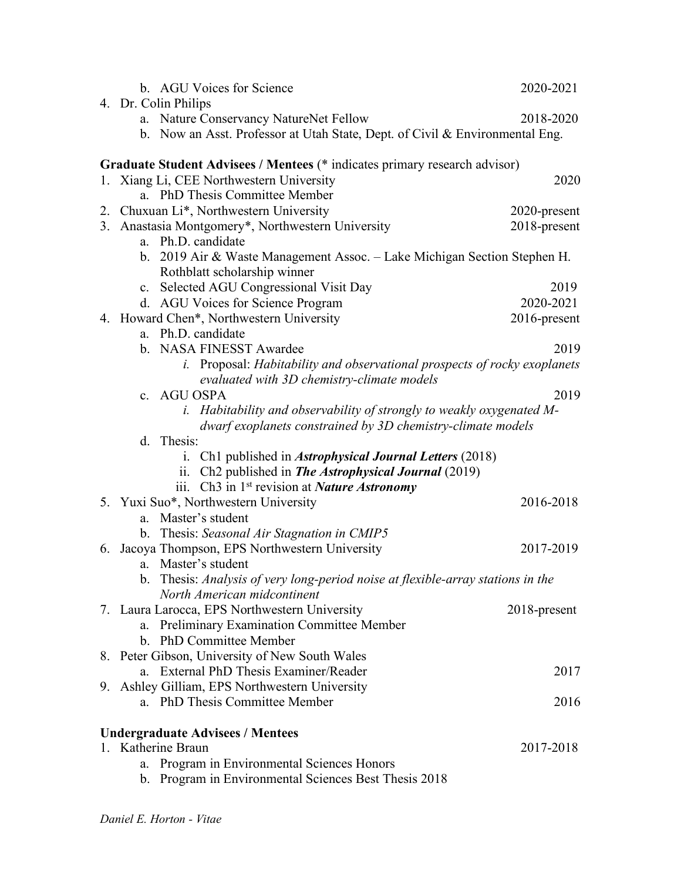b. AGU Voices for Science 2020-2021

4. Dr. Colin Philips
   a. Nature Conservancy NatureNet Fellow 2018-2020
   b. Now an Asst. Professor at Utah State, Dept. of Civil & Environmental Eng.

**Graduate Student Advisees / Mentees** (* indicates primary research advisor)

1. Xiang Li, CEE Northwestern University 2020
   a. PhD Thesis Committee Member
2. Chuxuan Li*, Northwestern University 2020-present
3. Anastasia Montgomery*, Northwestern University 2018-present
   a. Ph.D. candidate
   b. 2019 Air & Waste Management Assoc. – Lake Michigan Section Stephen H. Rothblatt scholarship winner
   c. Selected AGU Congressional Visit Day 2019
   d. AGU Voices for Science Program 2020-2021
4. Howard Chen*, Northwestern University 2016-present
   a. Ph.D. candidate
   b. NASA FINESST Awardee 2019
      i. Proposal: *Habitability and observational prospects of rocky exoplanets evaluated with 3D chemistry-climate models*
   c. AGU OSPA 2019
      i. *Habitability and observability of strongly to weakly oxygenated M-dwarf exoplanets constrained by 3D chemistry-climate models*
   d. Thesis:
      i. Ch1 published in ***Astrophysical Journal Letters*** (2018)
      ii. Ch2 published in ***The Astrophysical Journal*** (2019)
      iii. Ch3 in 1st revision at ***Nature Astronomy***
5. Yuxi Suo*, Northwestern University 2016-2018
   a. Master's student
   b. Thesis: *Seasonal Air Stagnation in CMIP5*
6. Jacoya Thompson, EPS Northwestern University 2017-2019
   a. Master's student
   b. Thesis: *Analysis of very long-period noise at flexible-array stations in the North American midcontinent*
7. Laura Larocca, EPS Northwestern University 2018-present
   a. Preliminary Examination Committee Member
   b. PhD Committee Member
8. Peter Gibson, University of New South Wales
   a. External PhD Thesis Examiner/Reader 2017
9. Ashley Gilliam, EPS Northwestern University
   a. PhD Thesis Committee Member 2016

**Undergraduate Advisees / Mentees**

1. Katherine Braun 2017-2018
   a. Program in Environmental Sciences Honors
   b. Program in Environmental Sciences Best Thesis 2018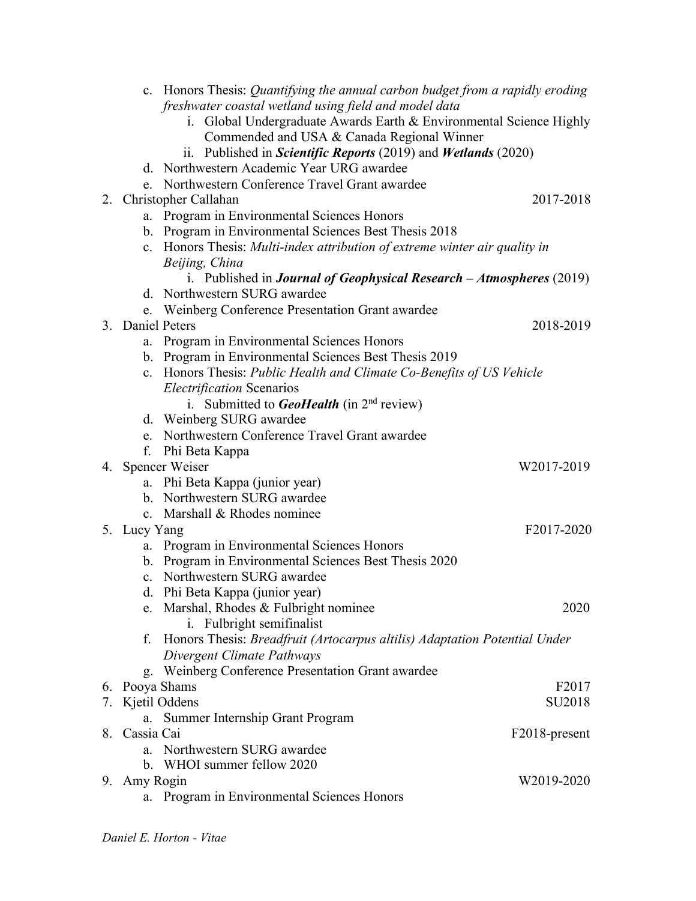c. Honors Thesis: *Quantifying the annual carbon budget from a rapidly eroding freshwater coastal wetland using field and model data*
      i. Global Undergraduate Awards Earth & Environmental Science Highly Commended and USA & Canada Regional Winner
      ii. Published in ***Scientific Reports*** (2019) and ***Wetlands*** (2020)
   d. Northwestern Academic Year URG awardee
   e. Northwestern Conference Travel Grant awardee

2. Christopher Callahan — 2017-2018
   a. Program in Environmental Sciences Honors
   b. Program in Environmental Sciences Best Thesis 2018
   c. Honors Thesis: *Multi-index attribution of extreme winter air quality in Beijing, China*
      i. Published in ***Journal of Geophysical Research – Atmospheres*** (2019)
   d. Northwestern SURG awardee
   e. Weinberg Conference Presentation Grant awardee

3. Daniel Peters — 2018-2019
   a. Program in Environmental Sciences Honors
   b. Program in Environmental Sciences Best Thesis 2019
   c. Honors Thesis: *Public Health and Climate Co-Benefits of US Vehicle Electrification* Scenarios
      i. Submitted to ***GeoHealth*** (in 2nd review)
   d. Weinberg SURG awardee
   e. Northwestern Conference Travel Grant awardee
   f. Phi Beta Kappa

4. Spencer Weiser — W2017-2019
   a. Phi Beta Kappa (junior year)
   b. Northwestern SURG awardee
   c. Marshall & Rhodes nominee

5. Lucy Yang — F2017-2020
   a. Program in Environmental Sciences Honors
   b. Program in Environmental Sciences Best Thesis 2020
   c. Northwestern SURG awardee
   d. Phi Beta Kappa (junior year)
   e. Marshal, Rhodes & Fulbright nominee — 2020
      i. Fulbright semifinalist
   f. Honors Thesis: *Breadfruit (Artocarpus altilis) Adaptation Potential Under Divergent Climate Pathways*
   g. Weinberg Conference Presentation Grant awardee

6. Pooya Shams — F2017

7. Kjetil Oddens — SU2018
   a. Summer Internship Grant Program

8. Cassia Cai — F2018-present
   a. Northwestern SURG awardee
   b. WHOI summer fellow 2020

9. Amy Rogin — W2019-2020
   a. Program in Environmental Sciences Honors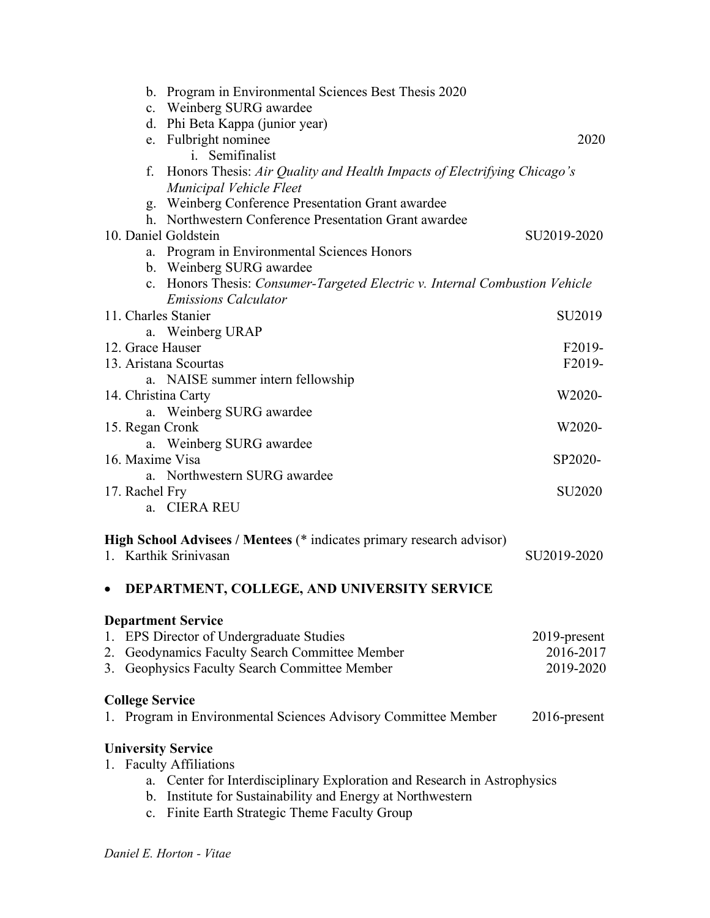b. Program in Environmental Sciences Best Thesis 2020
   c. Weinberg SURG awardee
   d. Phi Beta Kappa (junior year)
   e. Fulbright nominee — 2020
      i. Semifinalist
   f. Honors Thesis: *Air Quality and Health Impacts of Electrifying Chicago's Municipal Vehicle Fleet*
   g. Weinberg Conference Presentation Grant awardee
   h. Northwestern Conference Presentation Grant awardee

10. Daniel Goldstein — SU2019-2020
    a. Program in Environmental Sciences Honors
    b. Weinberg SURG awardee
    c. Honors Thesis: *Consumer-Targeted Electric v. Internal Combustion Vehicle Emissions Calculator*
11. Charles Stanier — SU2019
    a. Weinberg URAP
12. Grace Hauser — F2019-
13. Aristana Scourtas — F2019-
    a. NAISE summer intern fellowship
14. Christina Carty — W2020-
    a. Weinberg SURG awardee
15. Regan Cronk — W2020-
    a. Weinberg SURG awardee
16. Maxime Visa — SP2020-
    a. Northwestern SURG awardee
17. Rachel Fry — SU2020
    a. CIERA REU

**High School Advisees / Mentees** (* indicates primary research advisor)

1. Karthik Srinivasan — SU2019-2020

- **DEPARTMENT, COLLEGE, AND UNIVERSITY SERVICE**

**Department Service**

1. EPS Director of Undergraduate Studies — 2019-present
2. Geodynamics Faculty Search Committee Member — 2016-2017
3. Geophysics Faculty Search Committee Member — 2019-2020

**College Service**

1. Program in Environmental Sciences Advisory Committee Member — 2016-present

**University Service**

1. Faculty Affiliations
   a. Center for Interdisciplinary Exploration and Research in Astrophysics
   b. Institute for Sustainability and Energy at Northwestern
   c. Finite Earth Strategic Theme Faculty Group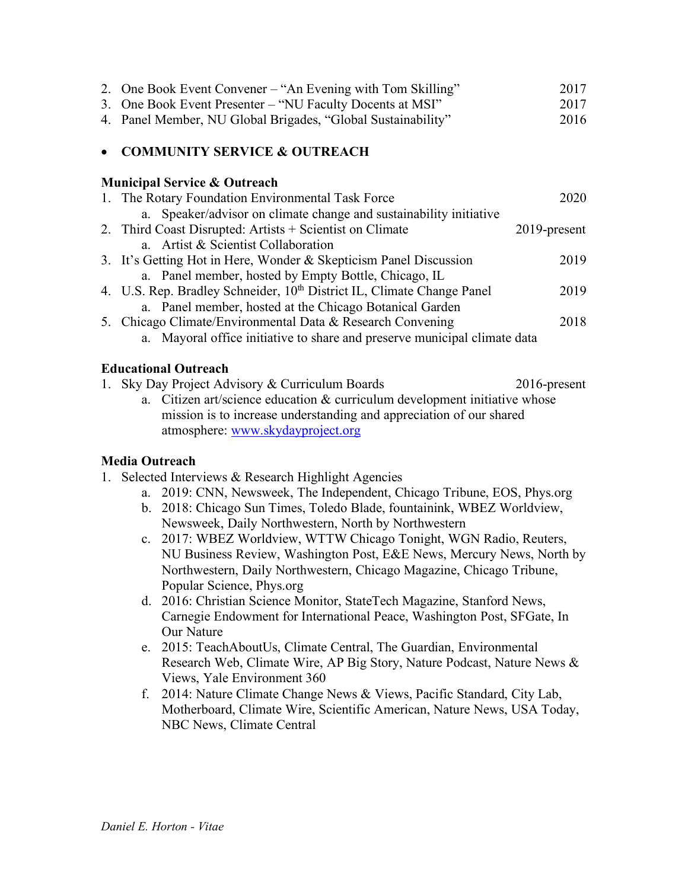2. One Book Event Convener – "An Evening with Tom Skilling" 2017
3. One Book Event Presenter – "NU Faculty Docents at MSI" 2017
4. Panel Member, NU Global Brigades, "Global Sustainability" 2016

- **COMMUNITY SERVICE & OUTREACH**

**Municipal Service & Outreach**

1. The Rotary Foundation Environmental Task Force 2020
   a. Speaker/advisor on climate change and sustainability initiative
2. Third Coast Disrupted: Artists + Scientist on Climate 2019-present
   a. Artist & Scientist Collaboration
3. It's Getting Hot in Here, Wonder & Skepticism Panel Discussion 2019
   a. Panel member, hosted by Empty Bottle, Chicago, IL
4. U.S. Rep. Bradley Schneider, 10th District IL, Climate Change Panel 2019
   a. Panel member, hosted at the Chicago Botanical Garden
5. Chicago Climate/Environmental Data & Research Convening 2018
   a. Mayoral office initiative to share and preserve municipal climate data

**Educational Outreach**

1. Sky Day Project Advisory & Curriculum Boards 2016-present
   a. Citizen art/science education & curriculum development initiative whose mission is to increase understanding and appreciation of our shared atmosphere: www.skydayproject.org

**Media Outreach**

1. Selected Interviews & Research Highlight Agencies
   a. 2019: CNN, Newsweek, The Independent, Chicago Tribune, EOS, Phys.org
   b. 2018: Chicago Sun Times, Toledo Blade, fountainink, WBEZ Worldview, Newsweek, Daily Northwestern, North by Northwestern
   c. 2017: WBEZ Worldview, WTTW Chicago Tonight, WGN Radio, Reuters, NU Business Review, Washington Post, E&E News, Mercury News, North by Northwestern, Daily Northwestern, Chicago Magazine, Chicago Tribune, Popular Science, Phys.org
   d. 2016: Christian Science Monitor, StateTech Magazine, Stanford News, Carnegie Endowment for International Peace, Washington Post, SFGate, In Our Nature
   e. 2015: TeachAboutUs, Climate Central, The Guardian, Environmental Research Web, Climate Wire, AP Big Story, Nature Podcast, Nature News & Views, Yale Environment 360
   f. 2014: Nature Climate Change News & Views, Pacific Standard, City Lab, Motherboard, Climate Wire, Scientific American, Nature News, USA Today, NBC News, Climate Central